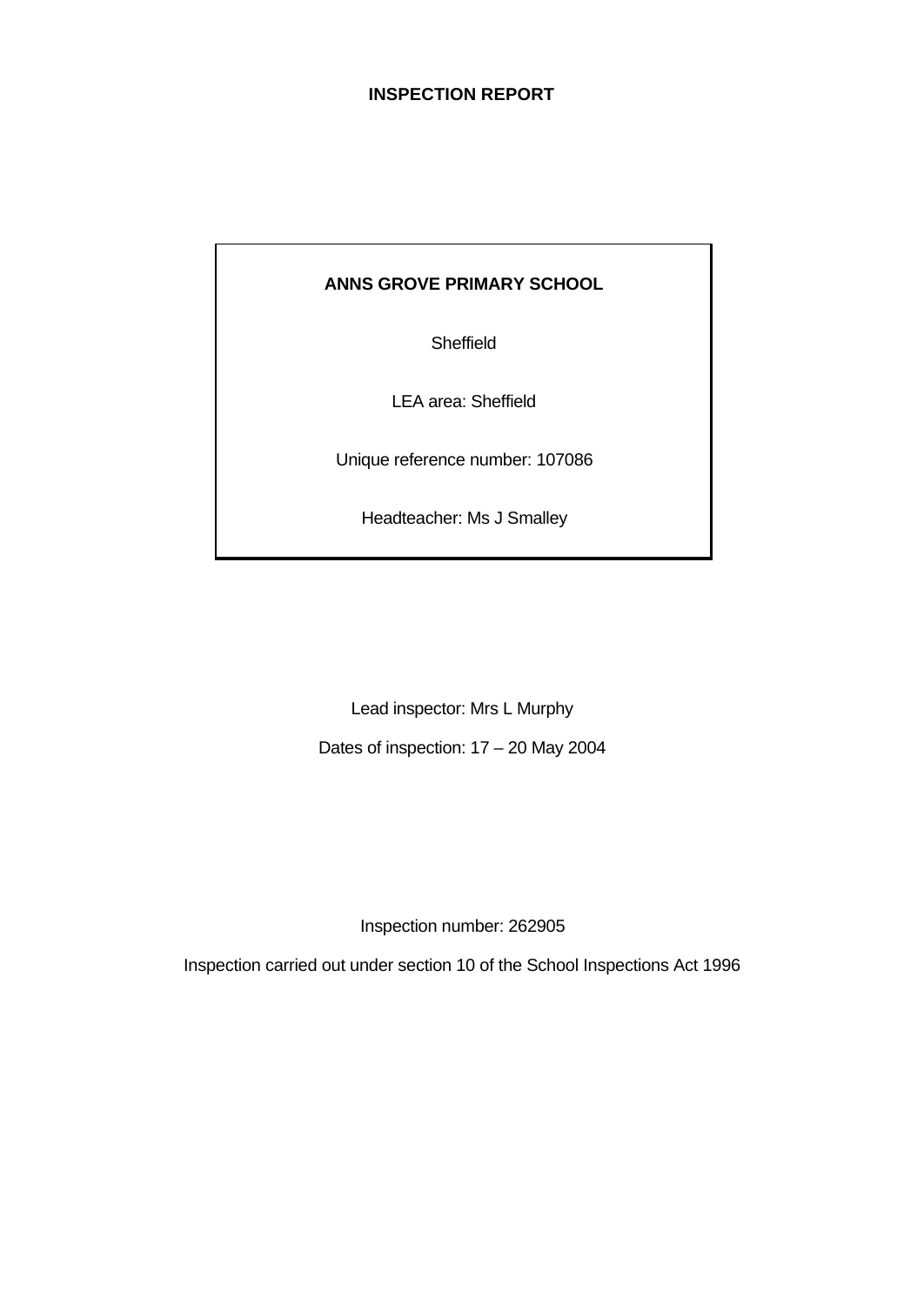# INSPECTION REPORT

**ANNS GROVE PRIMARY SCHOOL**

Sheffield

LEA area: Sheffield

Unique reference number: 107086

Headteacher: Ms J Smalley

Lead inspector: Mrs L Murphy

Dates of inspection: 17 – 20 May 2004

Inspection number: 262905

Inspection carried out under section 10 of the School Inspections Act 1996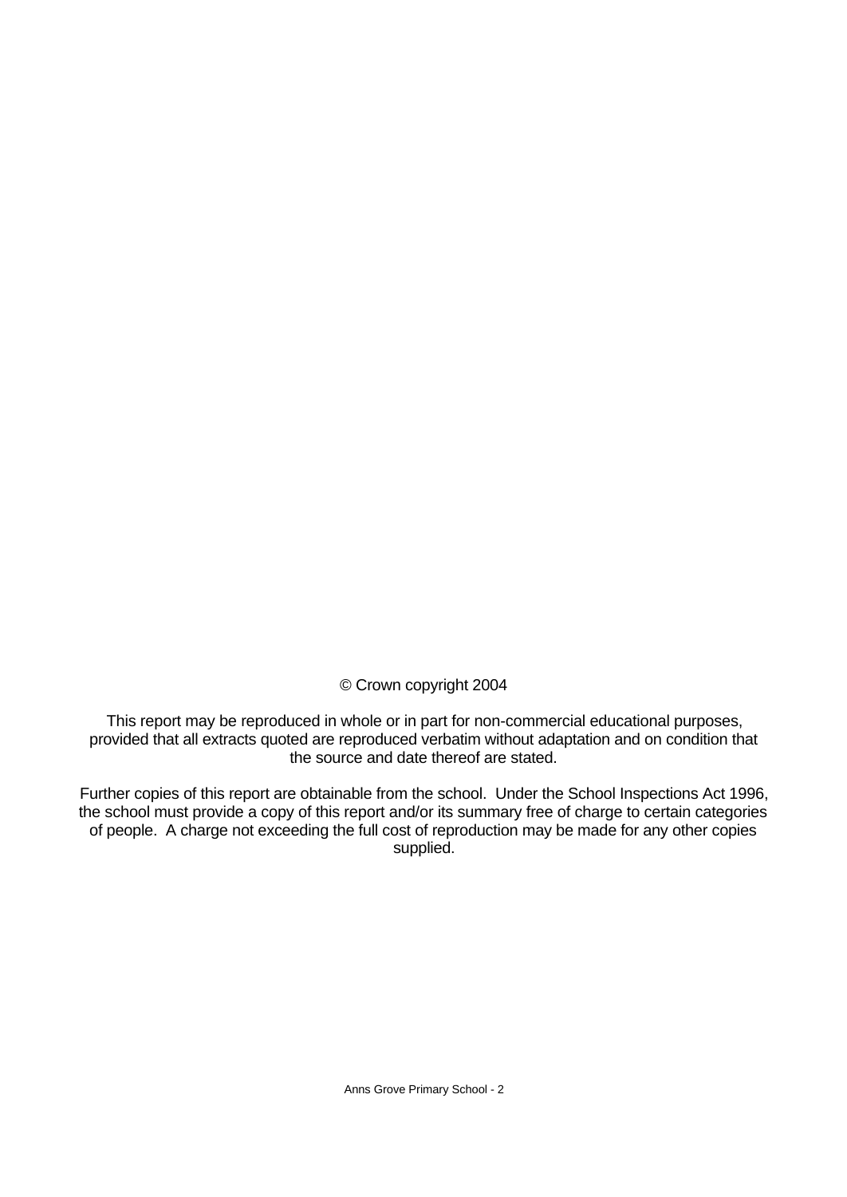© Crown copyright 2004

This report may be reproduced in whole or in part for non-commercial educational purposes, provided that all extracts quoted are reproduced verbatim without adaptation and on condition that the source and date thereof are stated.

Further copies of this report are obtainable from the school. Under the School Inspections Act 1996, the school must provide a copy of this report and/or its summary free of charge to certain categories of people. A charge not exceeding the full cost of reproduction may be made for any other copies supplied.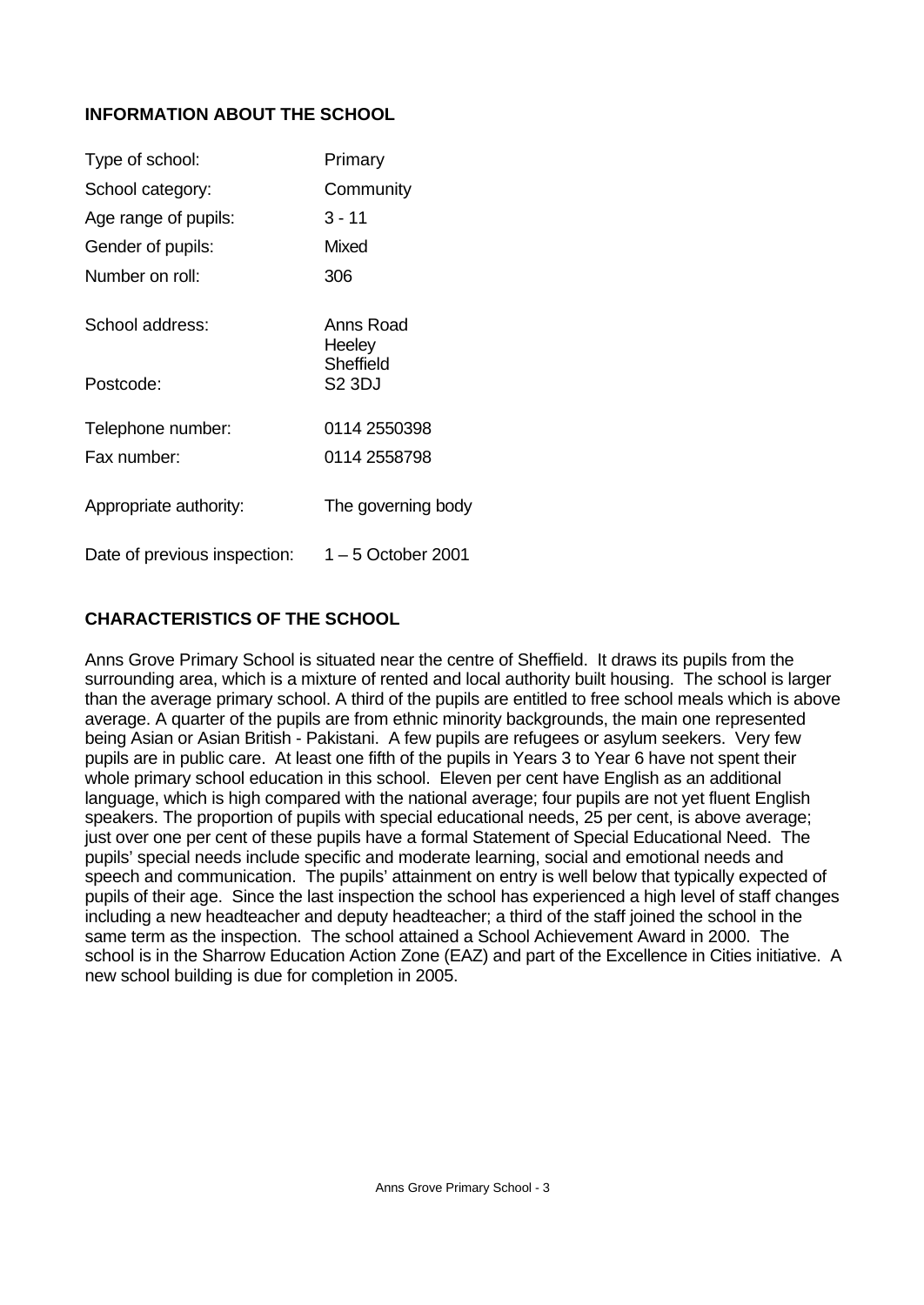## INFORMATION ABOUT THE SCHOOL

| | |
|---|---|
| Type of school: | Primary |
| School category: | Community |
| Age range of pupils: | 3 - 11 |
| Gender of pupils: | Mixed |
| Number on roll: | 306 |
| School address: | Anns Road<br>Heeley<br>Sheffield |
| Postcode: | S2 3DJ |
| Telephone number: | 0114 2550398 |
| Fax number: | 0114 2558798 |
| Appropriate authority: | The governing body |
| Date of previous inspection: | 1 – 5 October 2001 |

## CHARACTERISTICS OF THE SCHOOL

Anns Grove Primary School is situated near the centre of Sheffield. It draws its pupils from the surrounding area, which is a mixture of rented and local authority built housing. The school is larger than the average primary school. A third of the pupils are entitled to free school meals which is above average. A quarter of the pupils are from ethnic minority backgrounds, the main one represented being Asian or Asian British - Pakistani. A few pupils are refugees or asylum seekers. Very few pupils are in public care. At least one fifth of the pupils in Years 3 to Year 6 have not spent their whole primary school education in this school. Eleven per cent have English as an additional language, which is high compared with the national average; four pupils are not yet fluent English speakers. The proportion of pupils with special educational needs, 25 per cent, is above average; just over one per cent of these pupils have a formal Statement of Special Educational Need. The pupils' special needs include specific and moderate learning, social and emotional needs and speech and communication. The pupils' attainment on entry is well below that typically expected of pupils of their age. Since the last inspection the school has experienced a high level of staff changes including a new headteacher and deputy headteacher; a third of the staff joined the school in the same term as the inspection. The school attained a School Achievement Award in 2000. The school is in the Sharrow Education Action Zone (EAZ) and part of the Excellence in Cities initiative. A new school building is due for completion in 2005.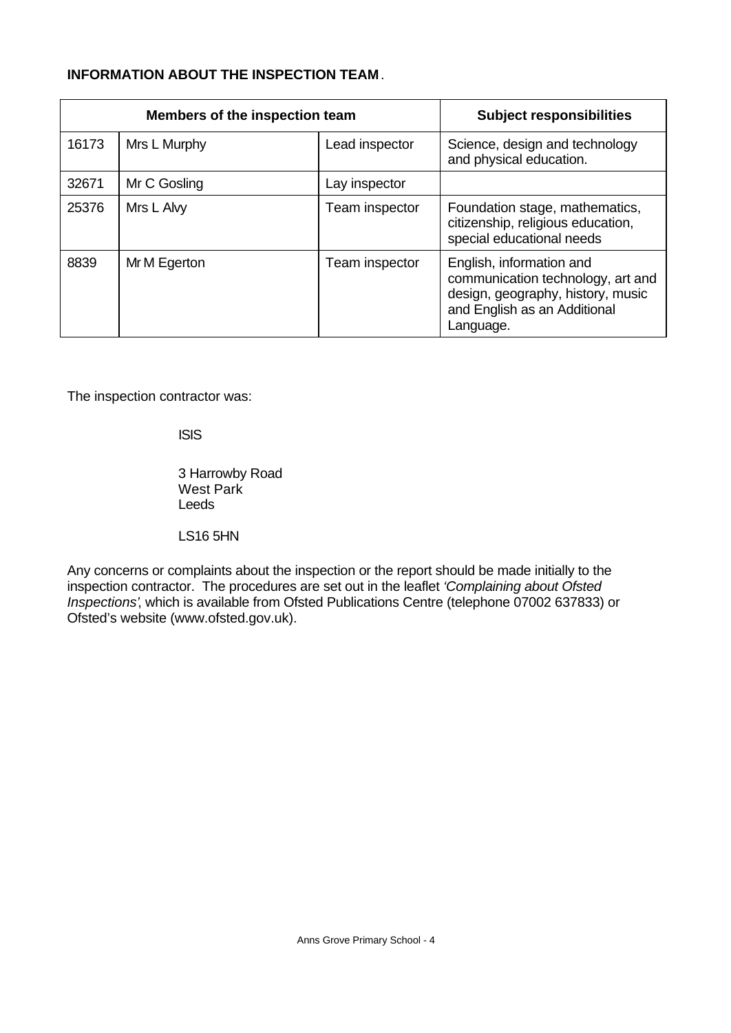**INFORMATION ABOUT THE INSPECTION TEAM**.

| Members of the inspection team | | | Subject responsibilities |
|---|---|---|---|
| 16173 | Mrs L Murphy | Lead inspector | Science, design and technology and physical education. |
| 32671 | Mr C Gosling | Lay inspector | |
| 25376 | Mrs L Alvy | Team inspector | Foundation stage, mathematics, citizenship, religious education, special educational needs |
| 8839 | Mr M Egerton | Team inspector | English, information and communication technology, art and design, geography, history, music and English as an Additional Language. |

The inspection contractor was:

ISIS

3 Harrowby Road
West Park
Leeds

LS16 5HN

Any concerns or complaints about the inspection or the report should be made initially to the inspection contractor. The procedures are set out in the leaflet *'Complaining about Ofsted Inspections'*, which is available from Ofsted Publications Centre (telephone 07002 637833) or Ofsted's website (www.ofsted.gov.uk).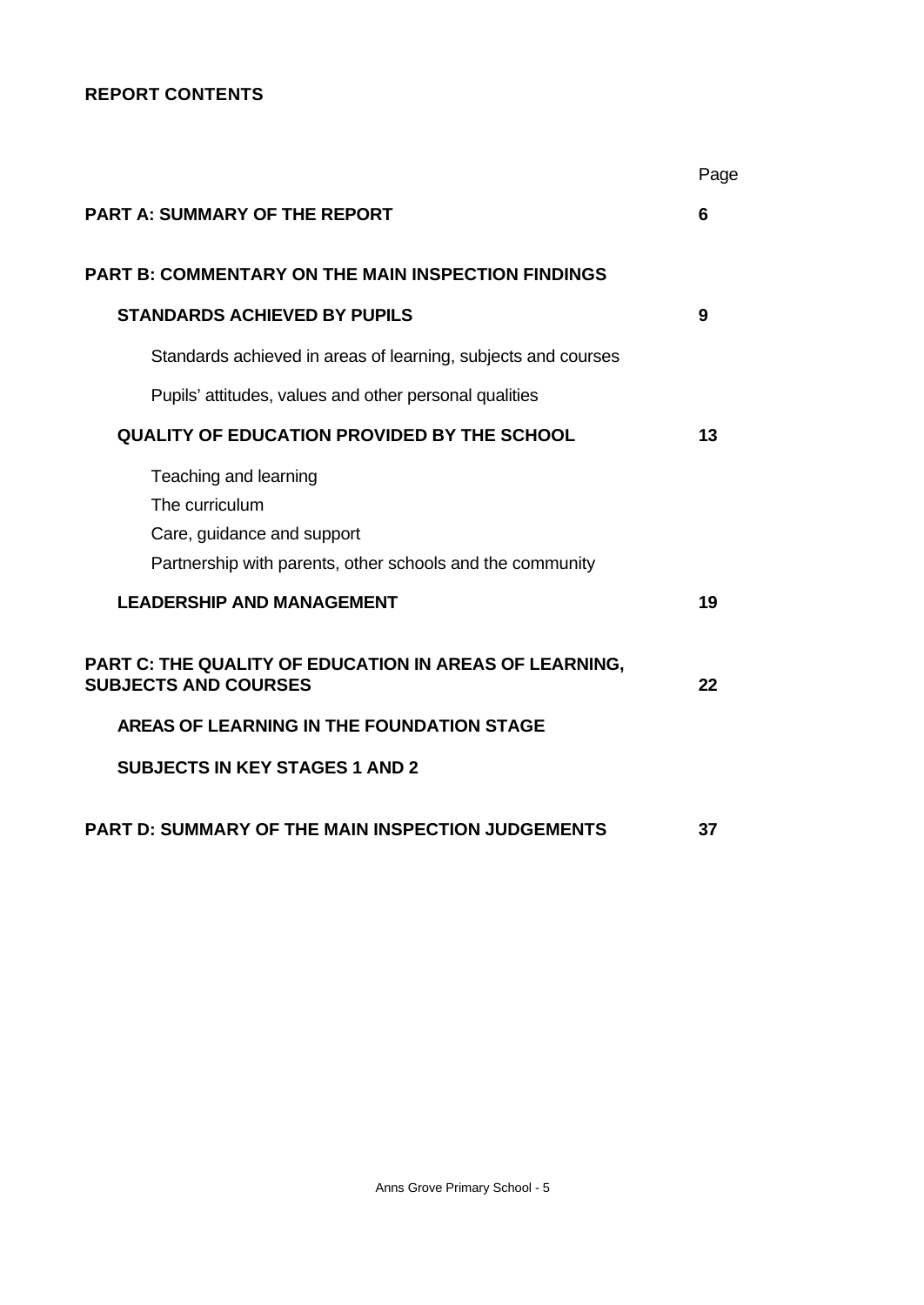**REPORT CONTENTS**

| | Page |
|---|---|
| **PART A: SUMMARY OF THE REPORT** | **6** |
| **PART B: COMMENTARY ON THE MAIN INSPECTION FINDINGS** | |
| **STANDARDS ACHIEVED BY PUPILS** | **9** |
| Standards achieved in areas of learning, subjects and courses | |
| Pupils' attitudes, values and other personal qualities | |
| **QUALITY OF EDUCATION PROVIDED BY THE SCHOOL** | **13** |
| Teaching and learning<br>The curriculum<br>Care, guidance and support<br>Partnership with parents, other schools and the community | |
| **LEADERSHIP AND MANAGEMENT** | **19** |
| **PART C: THE QUALITY OF EDUCATION IN AREAS OF LEARNING, SUBJECTS AND COURSES** | **22** |
| **AREAS OF LEARNING IN THE FOUNDATION STAGE** | |
| **SUBJECTS IN KEY STAGES 1 AND 2** | |
| **PART D: SUMMARY OF THE MAIN INSPECTION JUDGEMENTS** | **37** |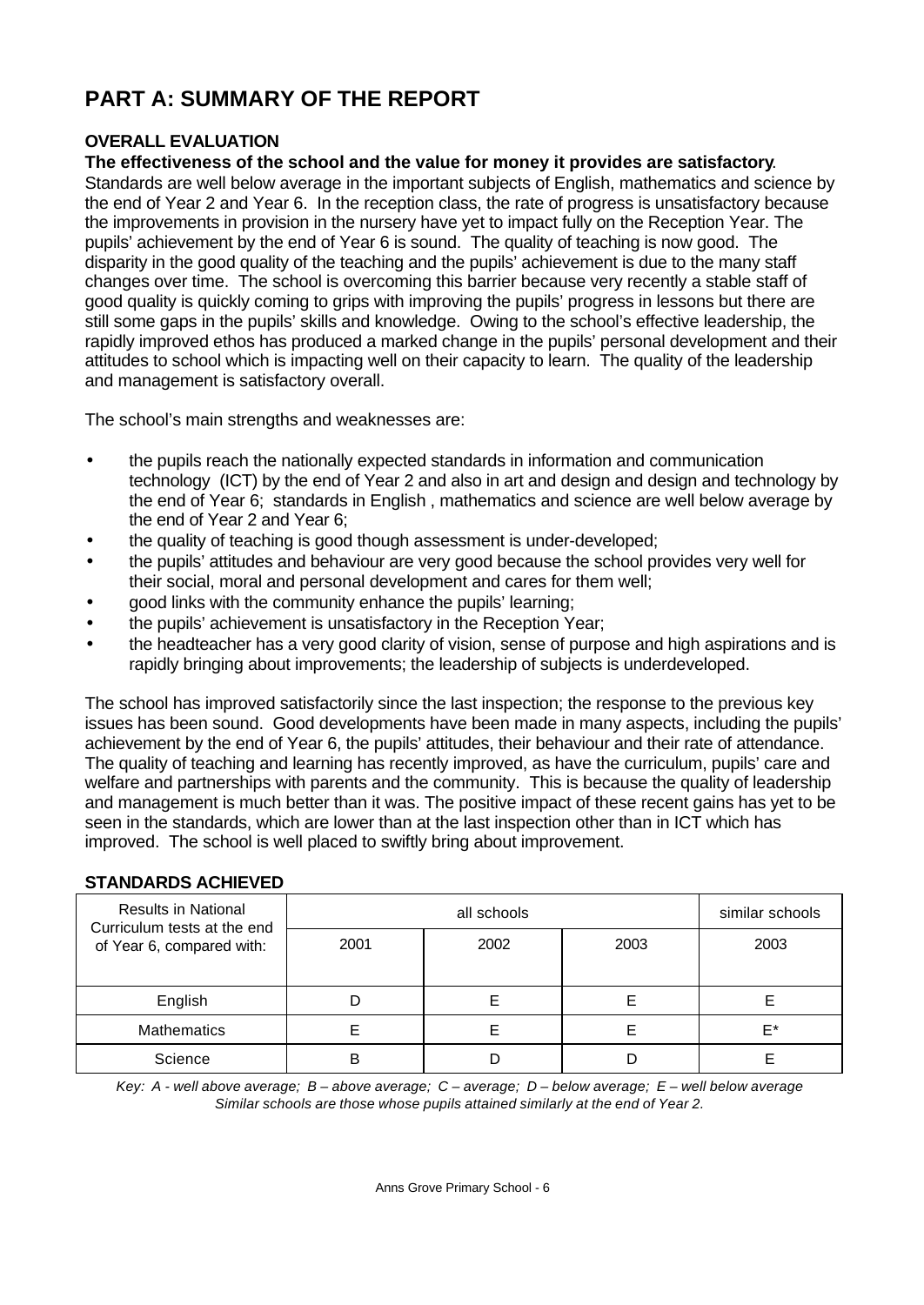# PART A: SUMMARY OF THE REPORT

**OVERALL EVALUATION**

**The effectiveness of the school and the value for money it provides are satisfactory**. Standards are well below average in the important subjects of English, mathematics and science by the end of Year 2 and Year 6. In the reception class, the rate of progress is unsatisfactory because the improvements in provision in the nursery have yet to impact fully on the Reception Year. The pupils' achievement by the end of Year 6 is sound. The quality of teaching is now good. The disparity in the good quality of the teaching and the pupils' achievement is due to the many staff changes over time. The school is overcoming this barrier because very recently a stable staff of good quality is quickly coming to grips with improving the pupils' progress in lessons but there are still some gaps in the pupils' skills and knowledge. Owing to the school's effective leadership, the rapidly improved ethos has produced a marked change in the pupils' personal development and their attitudes to school which is impacting well on their capacity to learn. The quality of the leadership and management is satisfactory overall.

The school's main strengths and weaknesses are:

- the pupils reach the nationally expected standards in information and communication technology (ICT) by the end of Year 2 and also in art and design and design and technology by the end of Year 6; standards in English , mathematics and science are well below average by the end of Year 2 and Year 6;
- the quality of teaching is good though assessment is under-developed;
- the pupils' attitudes and behaviour are very good because the school provides very well for their social, moral and personal development and cares for them well;
- good links with the community enhance the pupils' learning;
- the pupils' achievement is unsatisfactory in the Reception Year;
- the headteacher has a very good clarity of vision, sense of purpose and high aspirations and is rapidly bringing about improvements; the leadership of subjects is underdeveloped.

The school has improved satisfactorily since the last inspection; the response to the previous key issues has been sound. Good developments have been made in many aspects, including the pupils' achievement by the end of Year 6, the pupils' attitudes, their behaviour and their rate of attendance. The quality of teaching and learning has recently improved, as have the curriculum, pupils' care and welfare and partnerships with parents and the community. This is because the quality of leadership and management is much better than it was. The positive impact of these recent gains has yet to be seen in the standards, which are lower than at the last inspection other than in ICT which has improved. The school is well placed to swiftly bring about improvement.

**STANDARDS ACHIEVED**

| Results in National Curriculum tests at the end of Year 6, compared with: | all schools | | | similar schools |
|---|---|---|---|---|
| | 2001 | 2002 | 2003 | 2003 |
| English | D | E | E | E |
| Mathematics | E | E | E | E* |
| Science | B | D | D | E |

*Key: A - well above average; B – above average; C – average; D – below average; E – well below average*
*Similar schools are those whose pupils attained similarly at the end of Year 2.*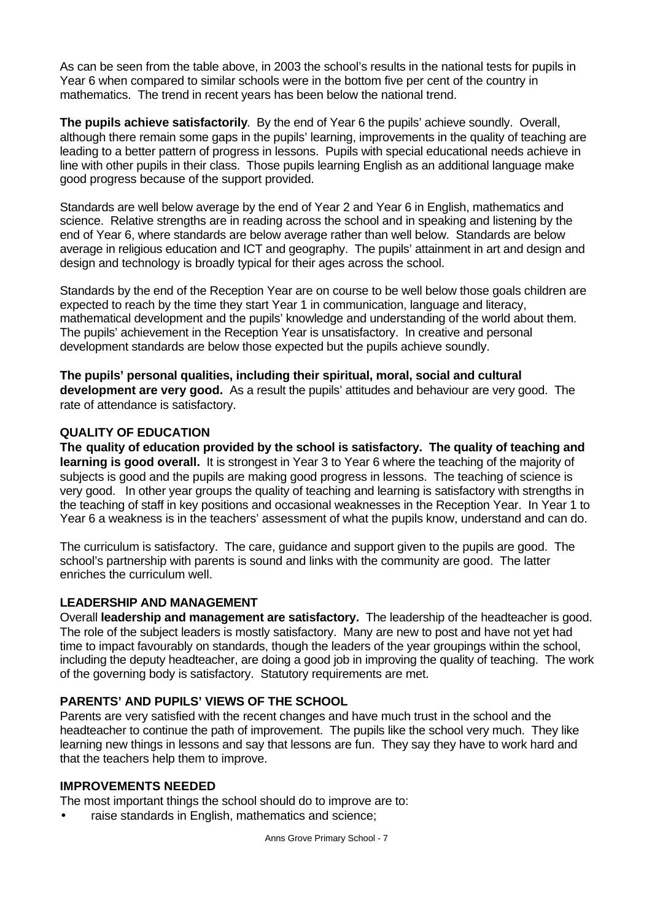As can be seen from the table above, in 2003 the school's results in the national tests for pupils in Year 6 when compared to similar schools were in the bottom five per cent of the country in mathematics. The trend in recent years has been below the national trend.

**The pupils achieve satisfactorily**. By the end of Year 6 the pupils' achieve soundly. Overall, although there remain some gaps in the pupils' learning, improvements in the quality of teaching are leading to a better pattern of progress in lessons. Pupils with special educational needs achieve in line with other pupils in their class. Those pupils learning English as an additional language make good progress because of the support provided.

Standards are well below average by the end of Year 2 and Year 6 in English, mathematics and science. Relative strengths are in reading across the school and in speaking and listening by the end of Year 6, where standards are below average rather than well below. Standards are below average in religious education and ICT and geography. The pupils' attainment in art and design and design and technology is broadly typical for their ages across the school.

Standards by the end of the Reception Year are on course to be well below those goals children are expected to reach by the time they start Year 1 in communication, language and literacy, mathematical development and the pupils' knowledge and understanding of the world about them. The pupils' achievement in the Reception Year is unsatisfactory. In creative and personal development standards are below those expected but the pupils achieve soundly.

**The pupils' personal qualities, including their spiritual, moral, social and cultural development are very good.** As a result the pupils' attitudes and behaviour are very good. The rate of attendance is satisfactory.

## QUALITY OF EDUCATION

**The quality of education provided by the school is satisfactory. The quality of teaching and learning is good overall.** It is strongest in Year 3 to Year 6 where the teaching of the majority of subjects is good and the pupils are making good progress in lessons. The teaching of science is very good. In other year groups the quality of teaching and learning is satisfactory with strengths in the teaching of staff in key positions and occasional weaknesses in the Reception Year. In Year 1 to Year 6 a weakness is in the teachers' assessment of what the pupils know, understand and can do.

The curriculum is satisfactory. The care, guidance and support given to the pupils are good. The school's partnership with parents is sound and links with the community are good. The latter enriches the curriculum well.

## LEADERSHIP AND MANAGEMENT

Overall **leadership and management are satisfactory.** The leadership of the headteacher is good. The role of the subject leaders is mostly satisfactory. Many are new to post and have not yet had time to impact favourably on standards, though the leaders of the year groupings within the school, including the deputy headteacher, are doing a good job in improving the quality of teaching. The work of the governing body is satisfactory. Statutory requirements are met.

## PARENTS' AND PUPILS' VIEWS OF THE SCHOOL

Parents are very satisfied with the recent changes and have much trust in the school and the headteacher to continue the path of improvement. The pupils like the school very much. They like learning new things in lessons and say that lessons are fun. They say they have to work hard and that the teachers help them to improve.

## IMPROVEMENTS NEEDED

The most important things the school should do to improve are to:

- raise standards in English, mathematics and science;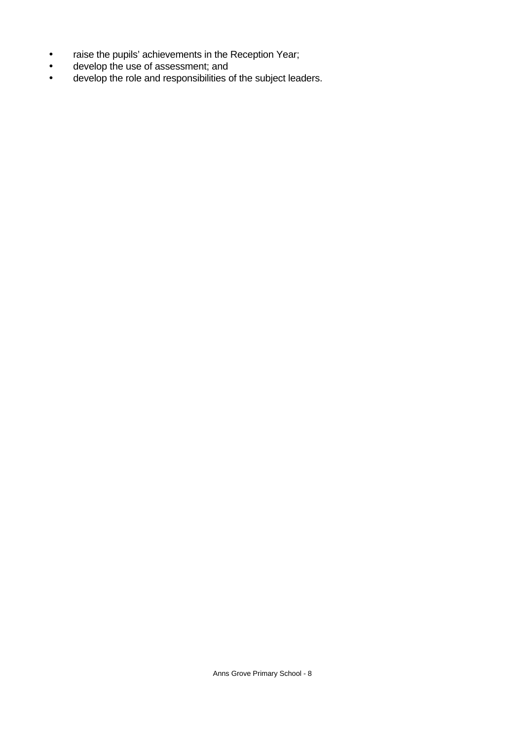- raise the pupils' achievements in the Reception Year;
- develop the use of assessment; and
- develop the role and responsibilities of the subject leaders.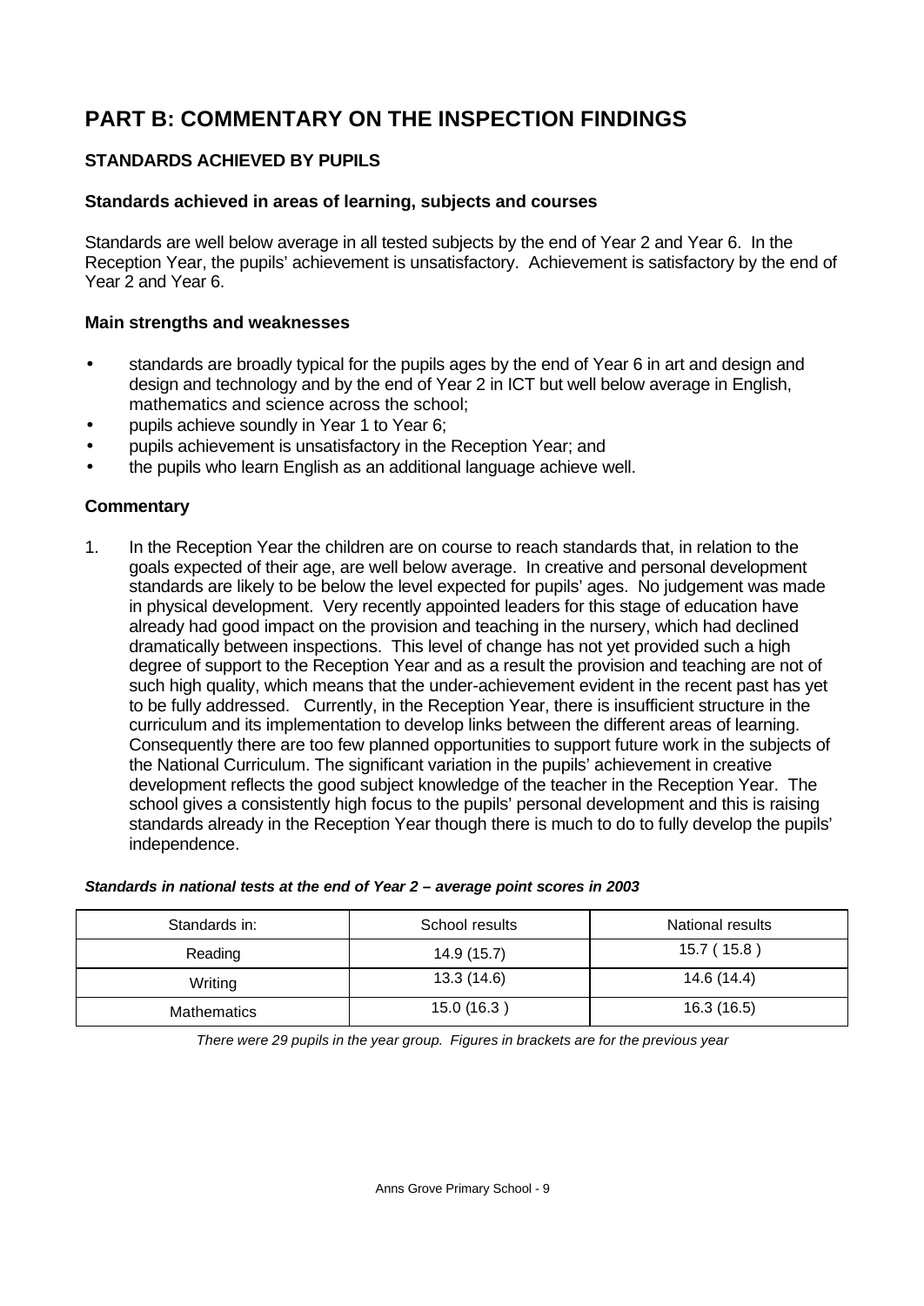# PART B: COMMENTARY ON THE INSPECTION FINDINGS

### STANDARDS ACHIEVED BY PUPILS

#### Standards achieved in areas of learning, subjects and courses

Standards are well below average in all tested subjects by the end of Year 2 and Year 6. In the Reception Year, the pupils' achievement is unsatisfactory. Achievement is satisfactory by the end of Year 2 and Year 6.

#### Main strengths and weaknesses

- standards are broadly typical for the pupils ages by the end of Year 6 in art and design and design and technology and by the end of Year 2 in ICT but well below average in English, mathematics and science across the school;
- pupils achieve soundly in Year 1 to Year 6;
- pupils achievement is unsatisfactory in the Reception Year; and
- the pupils who learn English as an additional language achieve well.

#### Commentary

1. In the Reception Year the children are on course to reach standards that, in relation to the goals expected of their age, are well below average. In creative and personal development standards are likely to be below the level expected for pupils' ages. No judgement was made in physical development. Very recently appointed leaders for this stage of education have already had good impact on the provision and teaching in the nursery, which had declined dramatically between inspections. This level of change has not yet provided such a high degree of support to the Reception Year and as a result the provision and teaching are not of such high quality, which means that the under-achievement evident in the recent past has yet to be fully addressed. Currently, in the Reception Year, there is insufficient structure in the curriculum and its implementation to develop links between the different areas of learning. Consequently there are too few planned opportunities to support future work in the subjects of the National Curriculum. The significant variation in the pupils' achievement in creative development reflects the good subject knowledge of the teacher in the Reception Year. The school gives a consistently high focus to the pupils' personal development and this is raising standards already in the Reception Year though there is much to do to fully develop the pupils' independence.

***Standards in national tests at the end of Year 2 – average point scores in 2003***

| Standards in: | School results | National results |
|---|---|---|
| Reading | 14.9 (15.7) | 15.7 ( 15.8 ) |
| Writing | 13.3 (14.6) | 14.6 (14.4) |
| Mathematics | 15.0 (16.3 ) | 16.3 (16.5) |

*There were 29 pupils in the year group. Figures in brackets are for the previous year*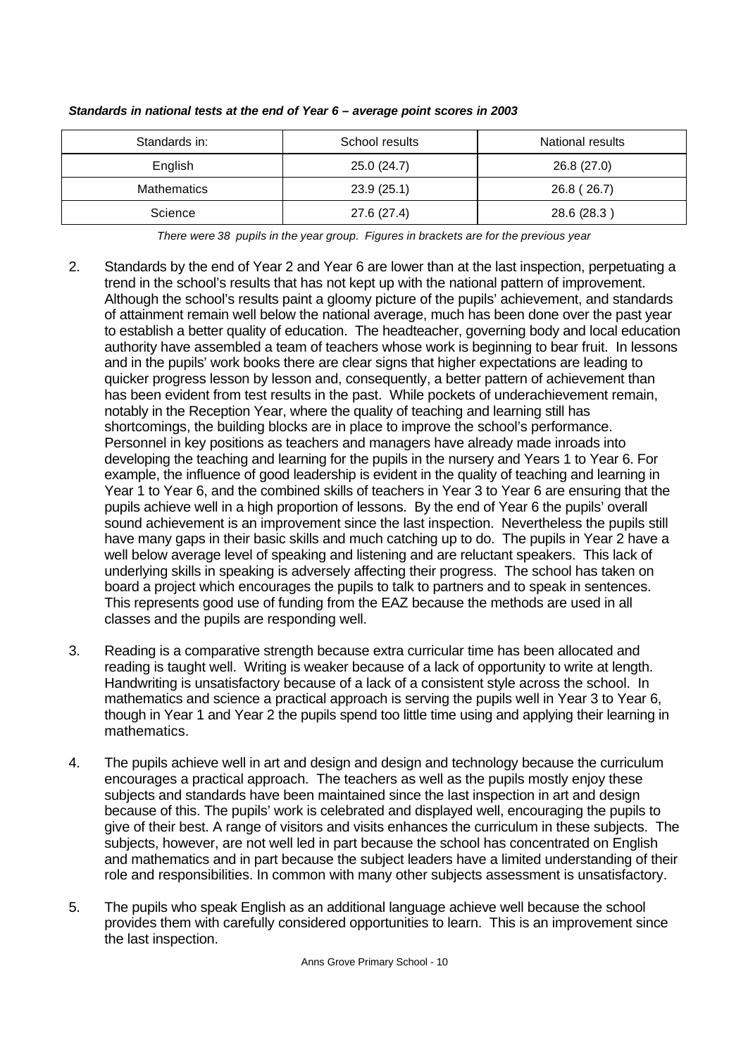***Standards in national tests at the end of Year 6 – average point scores in 2003***

| Standards in: | School results | National results |
|---|---|---|
| English | 25.0 (24.7) | 26.8 (27.0) |
| Mathematics | 23.9 (25.1) | 26.8 ( 26.7) |
| Science | 27.6 (27.4) | 28.6 (28.3 ) |

*There were 38 pupils in the year group. Figures in brackets are for the previous year*

2. Standards by the end of Year 2 and Year 6 are lower than at the last inspection, perpetuating a trend in the school's results that has not kept up with the national pattern of improvement. Although the school's results paint a gloomy picture of the pupils' achievement, and standards of attainment remain well below the national average, much has been done over the past year to establish a better quality of education. The headteacher, governing body and local education authority have assembled a team of teachers whose work is beginning to bear fruit. In lessons and in the pupils' work books there are clear signs that higher expectations are leading to quicker progress lesson by lesson and, consequently, a better pattern of achievement than has been evident from test results in the past. While pockets of underachievement remain, notably in the Reception Year, where the quality of teaching and learning still has shortcomings, the building blocks are in place to improve the school's performance. Personnel in key positions as teachers and managers have already made inroads into developing the teaching and learning for the pupils in the nursery and Years 1 to Year 6. For example, the influence of good leadership is evident in the quality of teaching and learning in Year 1 to Year 6, and the combined skills of teachers in Year 3 to Year 6 are ensuring that the pupils achieve well in a high proportion of lessons. By the end of Year 6 the pupils' overall sound achievement is an improvement since the last inspection. Nevertheless the pupils still have many gaps in their basic skills and much catching up to do. The pupils in Year 2 have a well below average level of speaking and listening and are reluctant speakers. This lack of underlying skills in speaking is adversely affecting their progress. The school has taken on board a project which encourages the pupils to talk to partners and to speak in sentences. This represents good use of funding from the EAZ because the methods are used in all classes and the pupils are responding well.

3. Reading is a comparative strength because extra curricular time has been allocated and reading is taught well. Writing is weaker because of a lack of opportunity to write at length. Handwriting is unsatisfactory because of a lack of a consistent style across the school. In mathematics and science a practical approach is serving the pupils well in Year 3 to Year 6, though in Year 1 and Year 2 the pupils spend too little time using and applying their learning in mathematics.

4. The pupils achieve well in art and design and design and technology because the curriculum encourages a practical approach. The teachers as well as the pupils mostly enjoy these subjects and standards have been maintained since the last inspection in art and design because of this. The pupils' work is celebrated and displayed well, encouraging the pupils to give of their best. A range of visitors and visits enhances the curriculum in these subjects. The subjects, however, are not well led in part because the school has concentrated on English and mathematics and in part because the subject leaders have a limited understanding of their role and responsibilities. In common with many other subjects assessment is unsatisfactory.

5. The pupils who speak English as an additional language achieve well because the school provides them with carefully considered opportunities to learn. This is an improvement since the last inspection.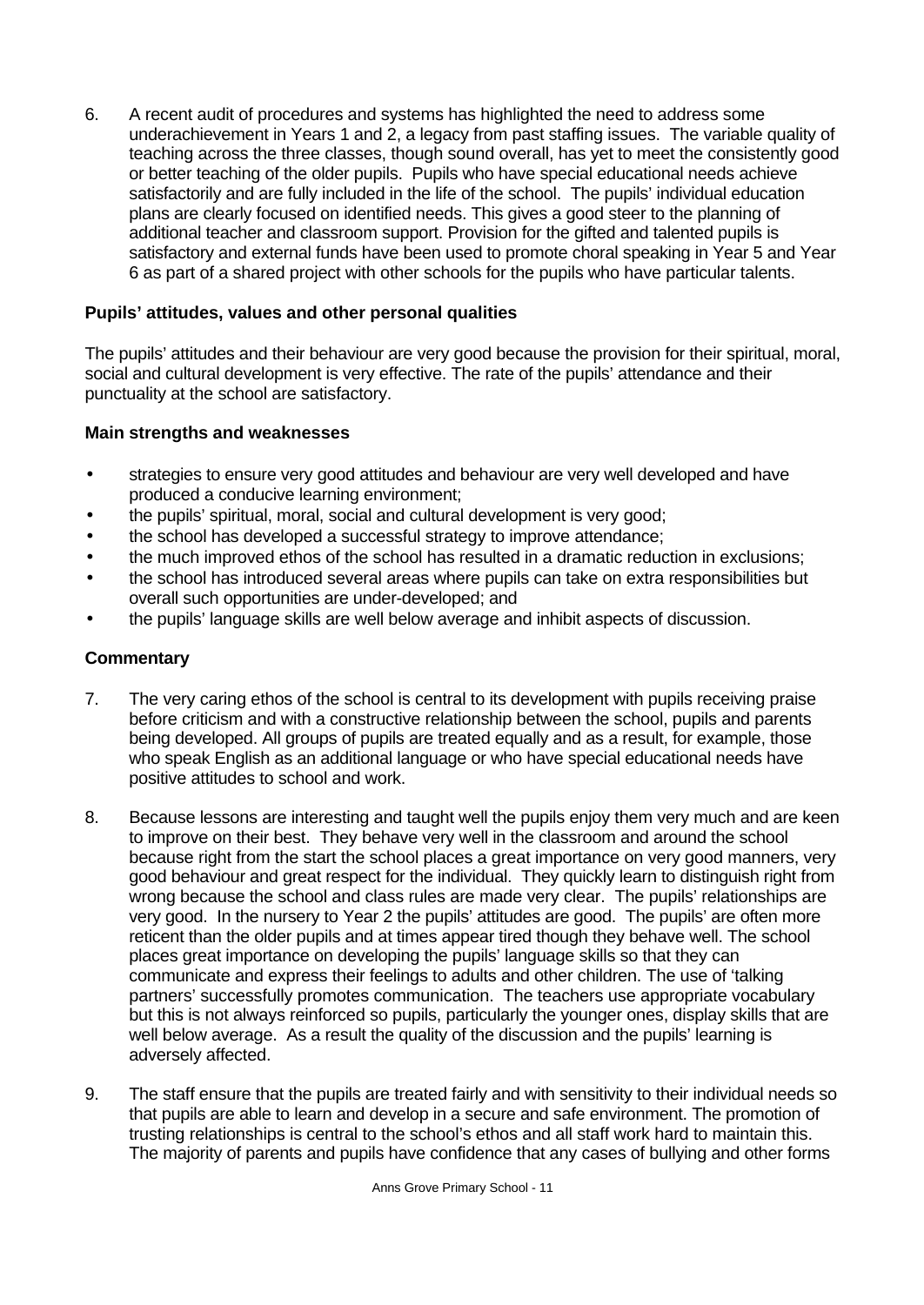6. A recent audit of procedures and systems has highlighted the need to address some underachievement in Years 1 and 2, a legacy from past staffing issues. The variable quality of teaching across the three classes, though sound overall, has yet to meet the consistently good or better teaching of the older pupils. Pupils who have special educational needs achieve satisfactorily and are fully included in the life of the school. The pupils' individual education plans are clearly focused on identified needs. This gives a good steer to the planning of additional teacher and classroom support. Provision for the gifted and talented pupils is satisfactory and external funds have been used to promote choral speaking in Year 5 and Year 6 as part of a shared project with other schools for the pupils who have particular talents.

### Pupils' attitudes, values and other personal qualities

The pupils' attitudes and their behaviour are very good because the provision for their spiritual, moral, social and cultural development is very effective. The rate of the pupils' attendance and their punctuality at the school are satisfactory.

#### Main strengths and weaknesses

- strategies to ensure very good attitudes and behaviour are very well developed and have produced a conducive learning environment;
- the pupils' spiritual, moral, social and cultural development is very good;
- the school has developed a successful strategy to improve attendance;
- the much improved ethos of the school has resulted in a dramatic reduction in exclusions;
- the school has introduced several areas where pupils can take on extra responsibilities but overall such opportunities are under-developed; and
- the pupils' language skills are well below average and inhibit aspects of discussion.

#### Commentary

7. The very caring ethos of the school is central to its development with pupils receiving praise before criticism and with a constructive relationship between the school, pupils and parents being developed. All groups of pupils are treated equally and as a result, for example, those who speak English as an additional language or who have special educational needs have positive attitudes to school and work.

8. Because lessons are interesting and taught well the pupils enjoy them very much and are keen to improve on their best. They behave very well in the classroom and around the school because right from the start the school places a great importance on very good manners, very good behaviour and great respect for the individual. They quickly learn to distinguish right from wrong because the school and class rules are made very clear. The pupils' relationships are very good. In the nursery to Year 2 the pupils' attitudes are good. The pupils' are often more reticent than the older pupils and at times appear tired though they behave well. The school places great importance on developing the pupils' language skills so that they can communicate and express their feelings to adults and other children. The use of 'talking partners' successfully promotes communication. The teachers use appropriate vocabulary but this is not always reinforced so pupils, particularly the younger ones, display skills that are well below average. As a result the quality of the discussion and the pupils' learning is adversely affected.

9. The staff ensure that the pupils are treated fairly and with sensitivity to their individual needs so that pupils are able to learn and develop in a secure and safe environment. The promotion of trusting relationships is central to the school's ethos and all staff work hard to maintain this. The majority of parents and pupils have confidence that any cases of bullying and other forms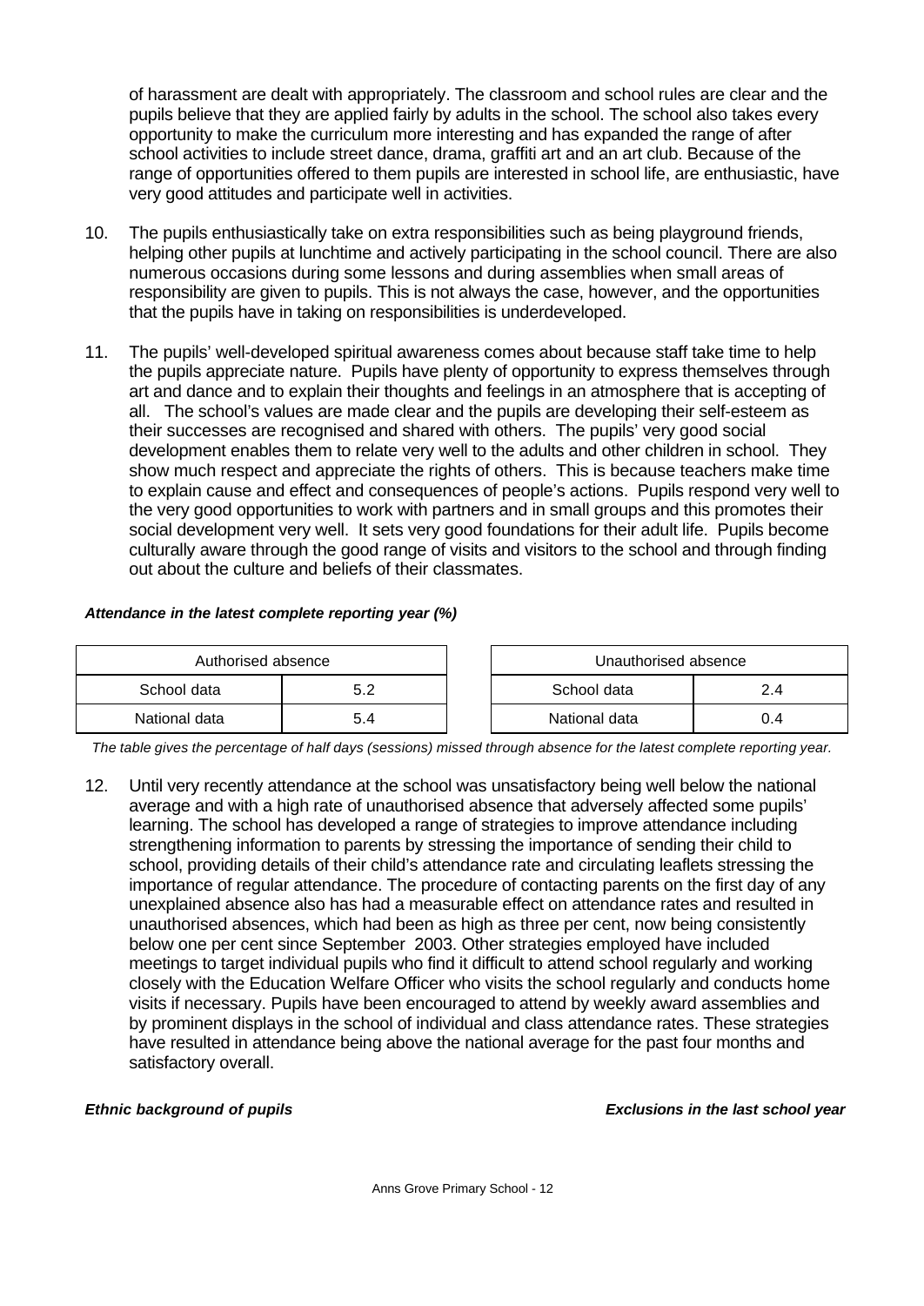of harassment are dealt with appropriately. The classroom and school rules are clear and the pupils believe that they are applied fairly by adults in the school. The school also takes every opportunity to make the curriculum more interesting and has expanded the range of after school activities to include street dance, drama, graffiti art and an art club. Because of the range of opportunities offered to them pupils are interested in school life, are enthusiastic, have very good attitudes and participate well in activities.

10. The pupils enthusiastically take on extra responsibilities such as being playground friends, helping other pupils at lunchtime and actively participating in the school council. There are also numerous occasions during some lessons and during assemblies when small areas of responsibility are given to pupils. This is not always the case, however, and the opportunities that the pupils have in taking on responsibilities is underdeveloped.

11. The pupils' well-developed spiritual awareness comes about because staff take time to help the pupils appreciate nature. Pupils have plenty of opportunity to express themselves through art and dance and to explain their thoughts and feelings in an atmosphere that is accepting of all. The school's values are made clear and the pupils are developing their self-esteem as their successes are recognised and shared with others. The pupils' very good social development enables them to relate very well to the adults and other children in school. They show much respect and appreciate the rights of others. This is because teachers make time to explain cause and effect and consequences of people's actions. Pupils respond very well to the very good opportunities to work with partners and in small groups and this promotes their social development very well. It sets very good foundations for their adult life. Pupils become culturally aware through the good range of visits and visitors to the school and through finding out about the culture and beliefs of their classmates.

***Attendance in the latest complete reporting year (%)***

| Authorised absence | |
|---|---|
| School data | 5.2 |
| National data | 5.4 |

| Unauthorised absence | |
|---|---|
| School data | 2.4 |
| National data | 0.4 |

*The table gives the percentage of half days (sessions) missed through absence for the latest complete reporting year.*

12. Until very recently attendance at the school was unsatisfactory being well below the national average and with a high rate of unauthorised absence that adversely affected some pupils' learning. The school has developed a range of strategies to improve attendance including strengthening information to parents by stressing the importance of sending their child to school, providing details of their child's attendance rate and circulating leaflets stressing the importance of regular attendance. The procedure of contacting parents on the first day of any unexplained absence also has had a measurable effect on attendance rates and resulted in unauthorised absences, which had been as high as three per cent, now being consistently below one per cent since September 2003. Other strategies employed have included meetings to target individual pupils who find it difficult to attend school regularly and working closely with the Education Welfare Officer who visits the school regularly and conducts home visits if necessary. Pupils have been encouraged to attend by weekly award assemblies and by prominent displays in the school of individual and class attendance rates. These strategies have resulted in attendance being above the national average for the past four months and satisfactory overall.

***Ethnic background of pupils***

***Exclusions in the last school year***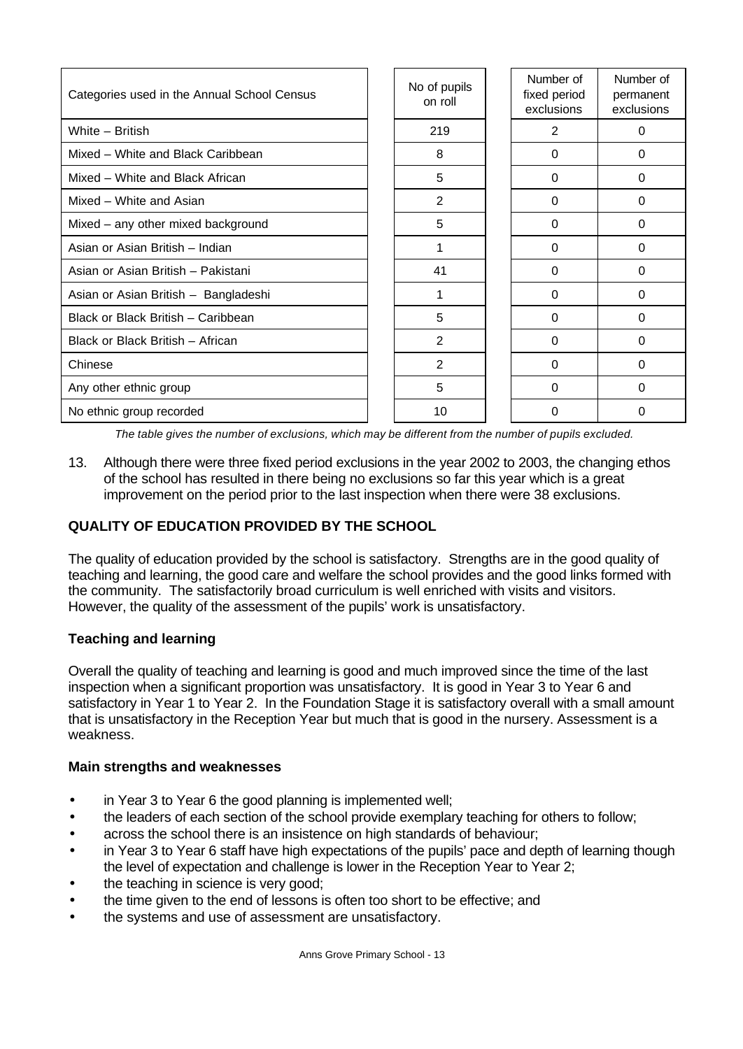| Categories used in the Annual School Census | No of pupils on roll | Number of fixed period exclusions | Number of permanent exclusions |
|---|---|---|---|
| White – British | 219 | 2 | 0 |
| Mixed – White and Black Caribbean | 8 | 0 | 0 |
| Mixed – White and Black African | 5 | 0 | 0 |
| Mixed – White and Asian | 2 | 0 | 0 |
| Mixed – any other mixed background | 5 | 0 | 0 |
| Asian or Asian British – Indian | 1 | 0 | 0 |
| Asian or Asian British – Pakistani | 41 | 0 | 0 |
| Asian or Asian British – Bangladeshi | 1 | 0 | 0 |
| Black or Black British – Caribbean | 5 | 0 | 0 |
| Black or Black British – African | 2 | 0 | 0 |
| Chinese | 2 | 0 | 0 |
| Any other ethnic group | 5 | 0 | 0 |
| No ethnic group recorded | 10 | 0 | 0 |

*The table gives the number of exclusions, which may be different from the number of pupils excluded.*

13. Although there were three fixed period exclusions in the year 2002 to 2003, the changing ethos of the school has resulted in there being no exclusions so far this year which is a great improvement on the period prior to the last inspection when there were 38 exclusions.

## QUALITY OF EDUCATION PROVIDED BY THE SCHOOL

The quality of education provided by the school is satisfactory. Strengths are in the good quality of teaching and learning, the good care and welfare the school provides and the good links formed with the community. The satisfactorily broad curriculum is well enriched with visits and visitors. However, the quality of the assessment of the pupils' work is unsatisfactory.

### Teaching and learning

Overall the quality of teaching and learning is good and much improved since the time of the last inspection when a significant proportion was unsatisfactory. It is good in Year 3 to Year 6 and satisfactory in Year 1 to Year 2. In the Foundation Stage it is satisfactory overall with a small amount that is unsatisfactory in the Reception Year but much that is good in the nursery. Assessment is a weakness.

### Main strengths and weaknesses

- in Year 3 to Year 6 the good planning is implemented well;
- the leaders of each section of the school provide exemplary teaching for others to follow;
- across the school there is an insistence on high standards of behaviour;
- in Year 3 to Year 6 staff have high expectations of the pupils' pace and depth of learning though the level of expectation and challenge is lower in the Reception Year to Year 2;
- the teaching in science is very good;
- the time given to the end of lessons is often too short to be effective; and
- the systems and use of assessment are unsatisfactory.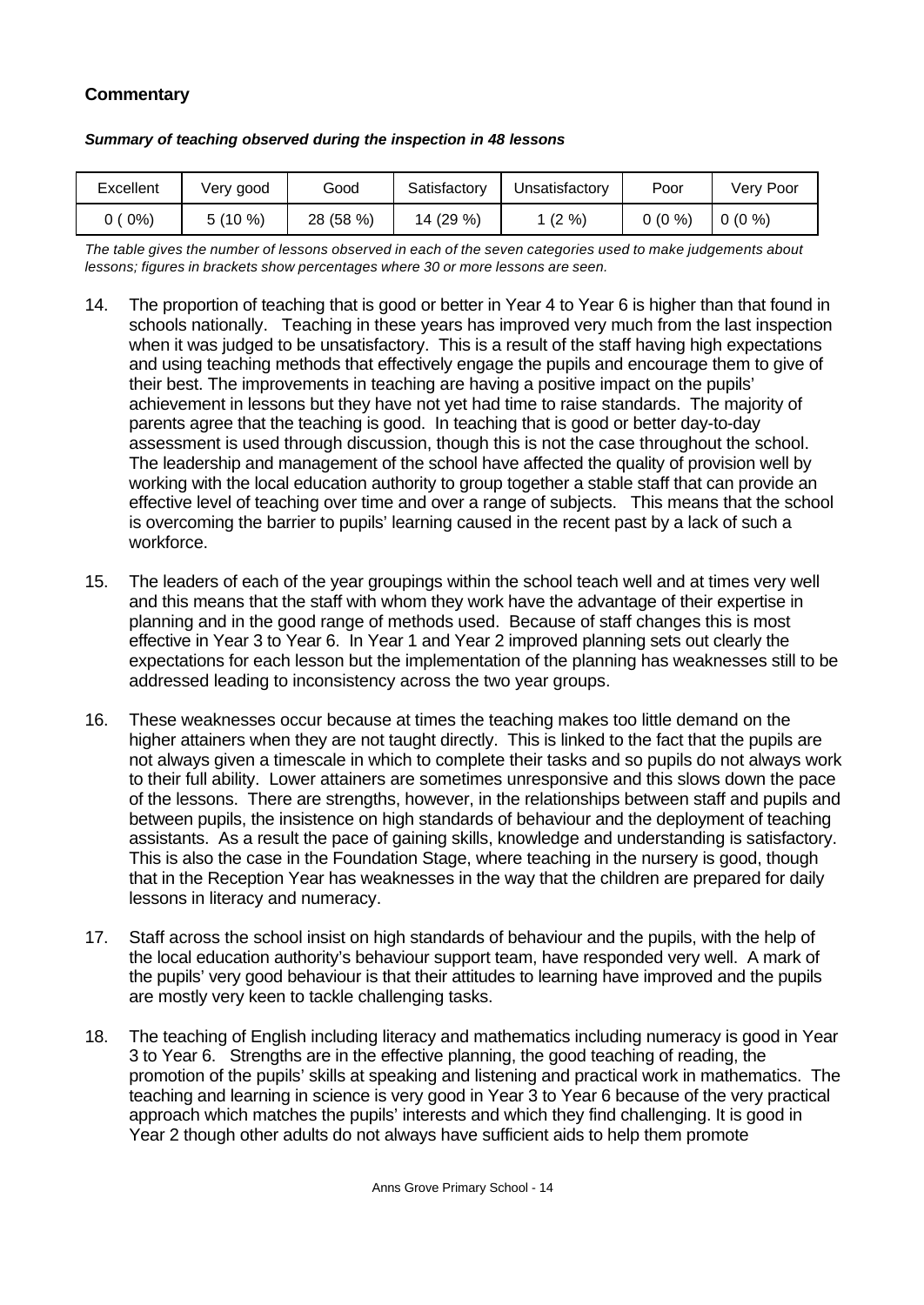### Commentary

***Summary of teaching observed during the inspection in 48 lessons***

| Excellent | Very good | Good | Satisfactory | Unsatisfactory | Poor | Very Poor |
|---|---|---|---|---|---|---|
| 0 ( 0%) | 5 (10 %) | 28 (58 %) | 14 (29 %) | 1 (2 %) | 0 (0 %) | 0 (0 %) |

*The table gives the number of lessons observed in each of the seven categories used to make judgements about lessons; figures in brackets show percentages where 30 or more lessons are seen.*

14. The proportion of teaching that is good or better in Year 4 to Year 6 is higher than that found in schools nationally. Teaching in these years has improved very much from the last inspection when it was judged to be unsatisfactory. This is a result of the staff having high expectations and using teaching methods that effectively engage the pupils and encourage them to give of their best. The improvements in teaching are having a positive impact on the pupils' achievement in lessons but they have not yet had time to raise standards. The majority of parents agree that the teaching is good. In teaching that is good or better day-to-day assessment is used through discussion, though this is not the case throughout the school. The leadership and management of the school have affected the quality of provision well by working with the local education authority to group together a stable staff that can provide an effective level of teaching over time and over a range of subjects. This means that the school is overcoming the barrier to pupils' learning caused in the recent past by a lack of such a workforce.

15. The leaders of each of the year groupings within the school teach well and at times very well and this means that the staff with whom they work have the advantage of their expertise in planning and in the good range of methods used. Because of staff changes this is most effective in Year 3 to Year 6. In Year 1 and Year 2 improved planning sets out clearly the expectations for each lesson but the implementation of the planning has weaknesses still to be addressed leading to inconsistency across the two year groups.

16. These weaknesses occur because at times the teaching makes too little demand on the higher attainers when they are not taught directly. This is linked to the fact that the pupils are not always given a timescale in which to complete their tasks and so pupils do not always work to their full ability. Lower attainers are sometimes unresponsive and this slows down the pace of the lessons. There are strengths, however, in the relationships between staff and pupils and between pupils, the insistence on high standards of behaviour and the deployment of teaching assistants. As a result the pace of gaining skills, knowledge and understanding is satisfactory. This is also the case in the Foundation Stage, where teaching in the nursery is good, though that in the Reception Year has weaknesses in the way that the children are prepared for daily lessons in literacy and numeracy.

17. Staff across the school insist on high standards of behaviour and the pupils, with the help of the local education authority's behaviour support team, have responded very well. A mark of the pupils' very good behaviour is that their attitudes to learning have improved and the pupils are mostly very keen to tackle challenging tasks.

18. The teaching of English including literacy and mathematics including numeracy is good in Year 3 to Year 6. Strengths are in the effective planning, the good teaching of reading, the promotion of the pupils' skills at speaking and listening and practical work in mathematics. The teaching and learning in science is very good in Year 3 to Year 6 because of the very practical approach which matches the pupils' interests and which they find challenging. It is good in Year 2 though other adults do not always have sufficient aids to help them promote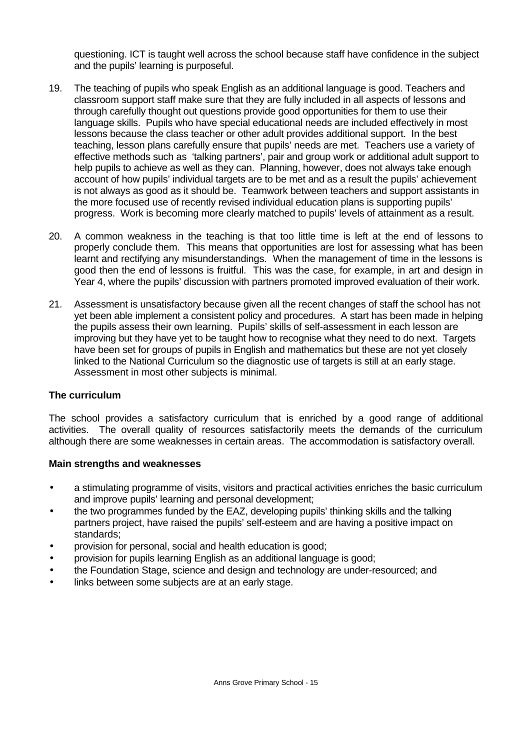questioning. ICT is taught well across the school because staff have confidence in the subject and the pupils' learning is purposeful.

19. The teaching of pupils who speak English as an additional language is good. Teachers and classroom support staff make sure that they are fully included in all aspects of lessons and through carefully thought out questions provide good opportunities for them to use their language skills. Pupils who have special educational needs are included effectively in most lessons because the class teacher or other adult provides additional support. In the best teaching, lesson plans carefully ensure that pupils' needs are met. Teachers use a variety of effective methods such as 'talking partners', pair and group work or additional adult support to help pupils to achieve as well as they can. Planning, however, does not always take enough account of how pupils' individual targets are to be met and as a result the pupils' achievement is not always as good as it should be. Teamwork between teachers and support assistants in the more focused use of recently revised individual education plans is supporting pupils' progress. Work is becoming more clearly matched to pupils' levels of attainment as a result.

20. A common weakness in the teaching is that too little time is left at the end of lessons to properly conclude them. This means that opportunities are lost for assessing what has been learnt and rectifying any misunderstandings. When the management of time in the lessons is good then the end of lessons is fruitful. This was the case, for example, in art and design in Year 4, where the pupils' discussion with partners promoted improved evaluation of their work.

21. Assessment is unsatisfactory because given all the recent changes of staff the school has not yet been able implement a consistent policy and procedures. A start has been made in helping the pupils assess their own learning. Pupils' skills of self-assessment in each lesson are improving but they have yet to be taught how to recognise what they need to do next. Targets have been set for groups of pupils in English and mathematics but these are not yet closely linked to the National Curriculum so the diagnostic use of targets is still at an early stage. Assessment in most other subjects is minimal.

### The curriculum

The school provides a satisfactory curriculum that is enriched by a good range of additional activities. The overall quality of resources satisfactorily meets the demands of the curriculum although there are some weaknesses in certain areas. The accommodation is satisfactory overall.

#### Main strengths and weaknesses

- a stimulating programme of visits, visitors and practical activities enriches the basic curriculum and improve pupils' learning and personal development;
- the two programmes funded by the EAZ, developing pupils' thinking skills and the talking partners project, have raised the pupils' self-esteem and are having a positive impact on standards;
- provision for personal, social and health education is good;
- provision for pupils learning English as an additional language is good;
- the Foundation Stage, science and design and technology are under-resourced; and
- links between some subjects are at an early stage.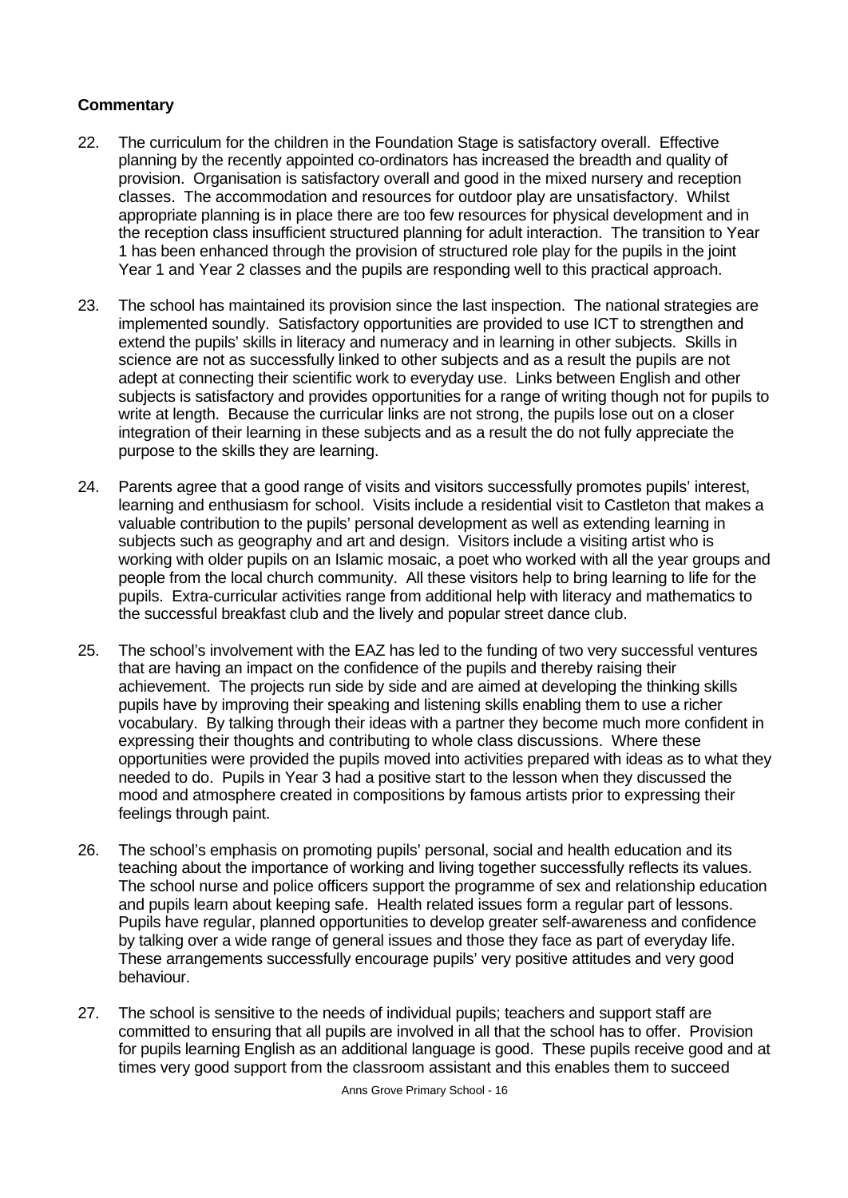**Commentary**

22. The curriculum for the children in the Foundation Stage is satisfactory overall. Effective planning by the recently appointed co-ordinators has increased the breadth and quality of provision. Organisation is satisfactory overall and good in the mixed nursery and reception classes. The accommodation and resources for outdoor play are unsatisfactory. Whilst appropriate planning is in place there are too few resources for physical development and in the reception class insufficient structured planning for adult interaction. The transition to Year 1 has been enhanced through the provision of structured role play for the pupils in the joint Year 1 and Year 2 classes and the pupils are responding well to this practical approach.

23. The school has maintained its provision since the last inspection. The national strategies are implemented soundly. Satisfactory opportunities are provided to use ICT to strengthen and extend the pupils' skills in literacy and numeracy and in learning in other subjects. Skills in science are not as successfully linked to other subjects and as a result the pupils are not adept at connecting their scientific work to everyday use. Links between English and other subjects is satisfactory and provides opportunities for a range of writing though not for pupils to write at length. Because the curricular links are not strong, the pupils lose out on a closer integration of their learning in these subjects and as a result the do not fully appreciate the purpose to the skills they are learning.

24. Parents agree that a good range of visits and visitors successfully promotes pupils' interest, learning and enthusiasm for school. Visits include a residential visit to Castleton that makes a valuable contribution to the pupils' personal development as well as extending learning in subjects such as geography and art and design. Visitors include a visiting artist who is working with older pupils on an Islamic mosaic, a poet who worked with all the year groups and people from the local church community. All these visitors help to bring learning to life for the pupils. Extra-curricular activities range from additional help with literacy and mathematics to the successful breakfast club and the lively and popular street dance club.

25. The school's involvement with the EAZ has led to the funding of two very successful ventures that are having an impact on the confidence of the pupils and thereby raising their achievement. The projects run side by side and are aimed at developing the thinking skills pupils have by improving their speaking and listening skills enabling them to use a richer vocabulary. By talking through their ideas with a partner they become much more confident in expressing their thoughts and contributing to whole class discussions. Where these opportunities were provided the pupils moved into activities prepared with ideas as to what they needed to do. Pupils in Year 3 had a positive start to the lesson when they discussed the mood and atmosphere created in compositions by famous artists prior to expressing their feelings through paint.

26. The school's emphasis on promoting pupils' personal, social and health education and its teaching about the importance of working and living together successfully reflects its values. The school nurse and police officers support the programme of sex and relationship education and pupils learn about keeping safe. Health related issues form a regular part of lessons. Pupils have regular, planned opportunities to develop greater self-awareness and confidence by talking over a wide range of general issues and those they face as part of everyday life. These arrangements successfully encourage pupils' very positive attitudes and very good behaviour.

27. The school is sensitive to the needs of individual pupils; teachers and support staff are committed to ensuring that all pupils are involved in all that the school has to offer. Provision for pupils learning English as an additional language is good. These pupils receive good and at times very good support from the classroom assistant and this enables them to succeed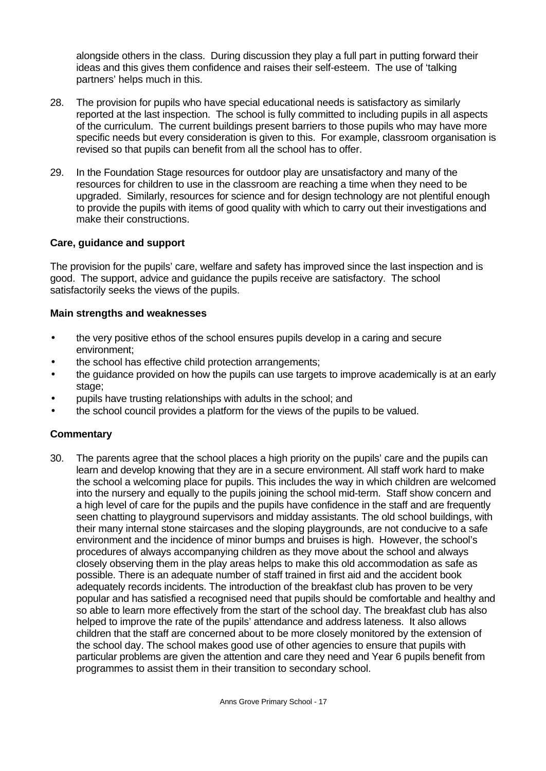alongside others in the class. During discussion they play a full part in putting forward their ideas and this gives them confidence and raises their self-esteem. The use of 'talking partners' helps much in this.

28. The provision for pupils who have special educational needs is satisfactory as similarly reported at the last inspection. The school is fully committed to including pupils in all aspects of the curriculum. The current buildings present barriers to those pupils who may have more specific needs but every consideration is given to this. For example, classroom organisation is revised so that pupils can benefit from all the school has to offer.

29. In the Foundation Stage resources for outdoor play are unsatisfactory and many of the resources for children to use in the classroom are reaching a time when they need to be upgraded. Similarly, resources for science and for design technology are not plentiful enough to provide the pupils with items of good quality with which to carry out their investigations and make their constructions.

**Care, guidance and support**

The provision for the pupils' care, welfare and safety has improved since the last inspection and is good. The support, advice and guidance the pupils receive are satisfactory. The school satisfactorily seeks the views of the pupils.

**Main strengths and weaknesses**

- the very positive ethos of the school ensures pupils develop in a caring and secure environment;
- the school has effective child protection arrangements;
- the guidance provided on how the pupils can use targets to improve academically is at an early stage;
- pupils have trusting relationships with adults in the school; and
- the school council provides a platform for the views of the pupils to be valued.

**Commentary**

30. The parents agree that the school places a high priority on the pupils' care and the pupils can learn and develop knowing that they are in a secure environment. All staff work hard to make the school a welcoming place for pupils. This includes the way in which children are welcomed into the nursery and equally to the pupils joining the school mid-term. Staff show concern and a high level of care for the pupils and the pupils have confidence in the staff and are frequently seen chatting to playground supervisors and midday assistants. The old school buildings, with their many internal stone staircases and the sloping playgrounds, are not conducive to a safe environment and the incidence of minor bumps and bruises is high. However, the school's procedures of always accompanying children as they move about the school and always closely observing them in the play areas helps to make this old accommodation as safe as possible. There is an adequate number of staff trained in first aid and the accident book adequately records incidents. The introduction of the breakfast club has proven to be very popular and has satisfied a recognised need that pupils should be comfortable and healthy and so able to learn more effectively from the start of the school day. The breakfast club has also helped to improve the rate of the pupils' attendance and address lateness. It also allows children that the staff are concerned about to be more closely monitored by the extension of the school day. The school makes good use of other agencies to ensure that pupils with particular problems are given the attention and care they need and Year 6 pupils benefit from programmes to assist them in their transition to secondary school.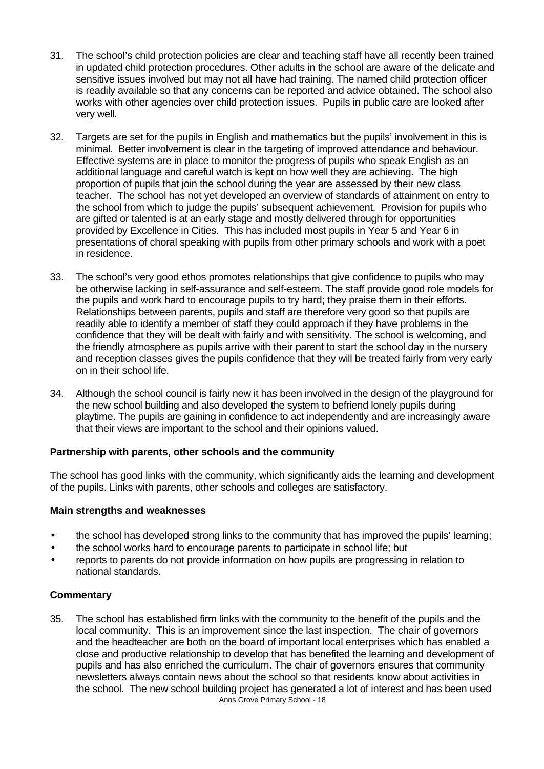31. The school's child protection policies are clear and teaching staff have all recently been trained in updated child protection procedures. Other adults in the school are aware of the delicate and sensitive issues involved but may not all have had training. The named child protection officer is readily available so that any concerns can be reported and advice obtained. The school also works with other agencies over child protection issues. Pupils in public care are looked after very well.

32. Targets are set for the pupils in English and mathematics but the pupils' involvement in this is minimal. Better involvement is clear in the targeting of improved attendance and behaviour. Effective systems are in place to monitor the progress of pupils who speak English as an additional language and careful watch is kept on how well they are achieving. The high proportion of pupils that join the school during the year are assessed by their new class teacher. The school has not yet developed an overview of standards of attainment on entry to the school from which to judge the pupils' subsequent achievement. Provision for pupils who are gifted or talented is at an early stage and mostly delivered through for opportunities provided by Excellence in Cities. This has included most pupils in Year 5 and Year 6 in presentations of choral speaking with pupils from other primary schools and work with a poet in residence.

33. The school's very good ethos promotes relationships that give confidence to pupils who may be otherwise lacking in self-assurance and self-esteem. The staff provide good role models for the pupils and work hard to encourage pupils to try hard; they praise them in their efforts. Relationships between parents, pupils and staff are therefore very good so that pupils are readily able to identify a member of staff they could approach if they have problems in the confidence that they will be dealt with fairly and with sensitivity. The school is welcoming, and the friendly atmosphere as pupils arrive with their parent to start the school day in the nursery and reception classes gives the pupils confidence that they will be treated fairly from very early on in their school life.

34. Although the school council is fairly new it has been involved in the design of the playground for the new school building and also developed the system to befriend lonely pupils during playtime. The pupils are gaining in confidence to act independently and are increasingly aware that their views are important to the school and their opinions valued.

### Partnership with parents, other schools and the community

The school has good links with the community, which significantly aids the learning and development of the pupils. Links with parents, other schools and colleges are satisfactory.

### Main strengths and weaknesses

- the school has developed strong links to the community that has improved the pupils' learning;
- the school works hard to encourage parents to participate in school life; but
- reports to parents do not provide information on how pupils are progressing in relation to national standards.

### Commentary

35. The school has established firm links with the community to the benefit of the pupils and the local community. This is an improvement since the last inspection. The chair of governors and the headteacher are both on the board of important local enterprises which has enabled a close and productive relationship to develop that has benefited the learning and development of pupils and has also enriched the curriculum. The chair of governors ensures that community newsletters always contain news about the school so that residents know about activities in the school. The new school building project has generated a lot of interest and has been used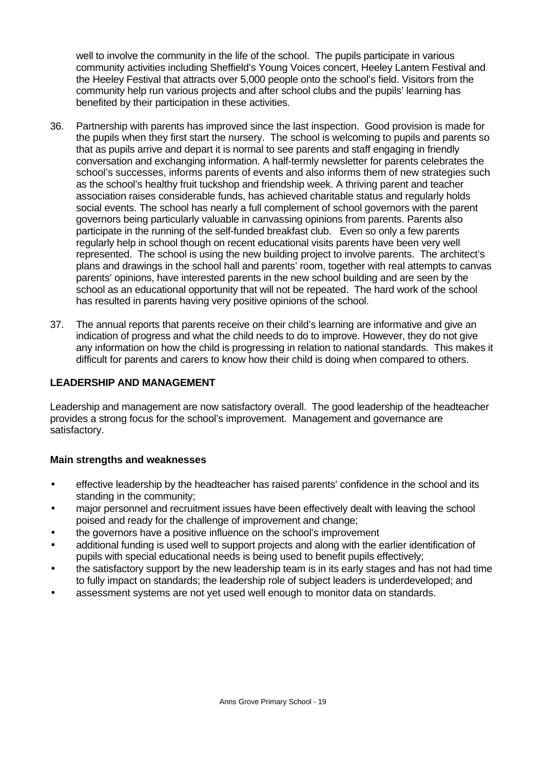well to involve the community in the life of the school. The pupils participate in various community activities including Sheffield's Young Voices concert, Heeley Lantern Festival and the Heeley Festival that attracts over 5,000 people onto the school's field. Visitors from the community help run various projects and after school clubs and the pupils' learning has benefited by their participation in these activities.

36. Partnership with parents has improved since the last inspection. Good provision is made for the pupils when they first start the nursery. The school is welcoming to pupils and parents so that as pupils arrive and depart it is normal to see parents and staff engaging in friendly conversation and exchanging information. A half-termly newsletter for parents celebrates the school's successes, informs parents of events and also informs them of new strategies such as the school's healthy fruit tuckshop and friendship week. A thriving parent and teacher association raises considerable funds, has achieved charitable status and regularly holds social events. The school has nearly a full complement of school governors with the parent governors being particularly valuable in canvassing opinions from parents. Parents also participate in the running of the self-funded breakfast club. Even so only a few parents regularly help in school though on recent educational visits parents have been very well represented. The school is using the new building project to involve parents. The architect's plans and drawings in the school hall and parents' room, together with real attempts to canvas parents' opinions, have interested parents in the new school building and are seen by the school as an educational opportunity that will not be repeated. The hard work of the school has resulted in parents having very positive opinions of the school.

37. The annual reports that parents receive on their child's learning are informative and give an indication of progress and what the child needs to do to improve. However, they do not give any information on how the child is progressing in relation to national standards. This makes it difficult for parents and carers to know how their child is doing when compared to others.

## LEADERSHIP AND MANAGEMENT

Leadership and management are now satisfactory overall. The good leadership of the headteacher provides a strong focus for the school's improvement. Management and governance are satisfactory.

### Main strengths and weaknesses

- effective leadership by the headteacher has raised parents' confidence in the school and its standing in the community;
- major personnel and recruitment issues have been effectively dealt with leaving the school poised and ready for the challenge of improvement and change;
- the governors have a positive influence on the school's improvement
- additional funding is used well to support projects and along with the earlier identification of pupils with special educational needs is being used to benefit pupils effectively;
- the satisfactory support by the new leadership team is in its early stages and has not had time to fully impact on standards; the leadership role of subject leaders is underdeveloped; and
- assessment systems are not yet used well enough to monitor data on standards.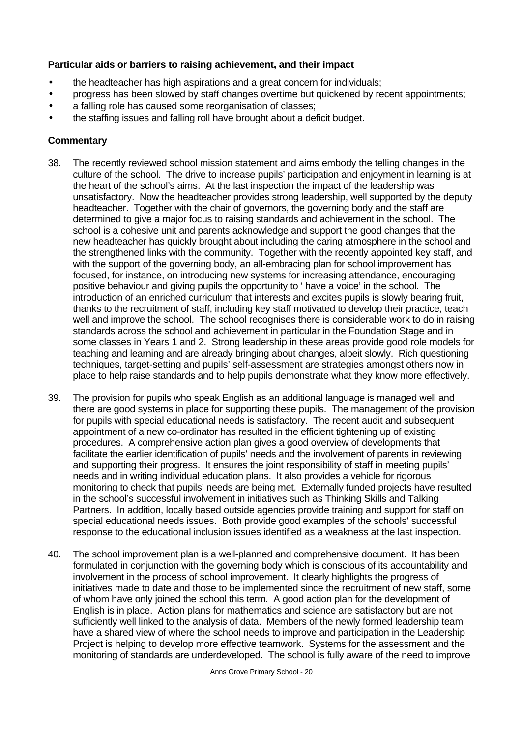**Particular aids or barriers to raising achievement, and their impact**

- the headteacher has high aspirations and a great concern for individuals;
- progress has been slowed by staff changes overtime but quickened by recent appointments;
- a falling role has caused some reorganisation of classes;
- the staffing issues and falling roll have brought about a deficit budget.

**Commentary**

38. The recently reviewed school mission statement and aims embody the telling changes in the culture of the school. The drive to increase pupils' participation and enjoyment in learning is at the heart of the school's aims. At the last inspection the impact of the leadership was unsatisfactory. Now the headteacher provides strong leadership, well supported by the deputy headteacher. Together with the chair of governors, the governing body and the staff are determined to give a major focus to raising standards and achievement in the school. The school is a cohesive unit and parents acknowledge and support the good changes that the new headteacher has quickly brought about including the caring atmosphere in the school and the strengthened links with the community. Together with the recently appointed key staff, and with the support of the governing body, an all-embracing plan for school improvement has focused, for instance, on introducing new systems for increasing attendance, encouraging positive behaviour and giving pupils the opportunity to ' have a voice' in the school. The introduction of an enriched curriculum that interests and excites pupils is slowly bearing fruit, thanks to the recruitment of staff, including key staff motivated to develop their practice, teach well and improve the school. The school recognises there is considerable work to do in raising standards across the school and achievement in particular in the Foundation Stage and in some classes in Years 1 and 2. Strong leadership in these areas provide good role models for teaching and learning and are already bringing about changes, albeit slowly. Rich questioning techniques, target-setting and pupils' self-assessment are strategies amongst others now in place to help raise standards and to help pupils demonstrate what they know more effectively.

39. The provision for pupils who speak English as an additional language is managed well and there are good systems in place for supporting these pupils. The management of the provision for pupils with special educational needs is satisfactory. The recent audit and subsequent appointment of a new co-ordinator has resulted in the efficient tightening up of existing procedures. A comprehensive action plan gives a good overview of developments that facilitate the earlier identification of pupils' needs and the involvement of parents in reviewing and supporting their progress. It ensures the joint responsibility of staff in meeting pupils' needs and in writing individual education plans. It also provides a vehicle for rigorous monitoring to check that pupils' needs are being met. Externally funded projects have resulted in the school's successful involvement in initiatives such as Thinking Skills and Talking Partners. In addition, locally based outside agencies provide training and support for staff on special educational needs issues. Both provide good examples of the schools' successful response to the educational inclusion issues identified as a weakness at the last inspection.

40. The school improvement plan is a well-planned and comprehensive document. It has been formulated in conjunction with the governing body which is conscious of its accountability and involvement in the process of school improvement. It clearly highlights the progress of initiatives made to date and those to be implemented since the recruitment of new staff, some of whom have only joined the school this term. A good action plan for the development of English is in place. Action plans for mathematics and science are satisfactory but are not sufficiently well linked to the analysis of data. Members of the newly formed leadership team have a shared view of where the school needs to improve and participation in the Leadership Project is helping to develop more effective teamwork. Systems for the assessment and the monitoring of standards are underdeveloped. The school is fully aware of the need to improve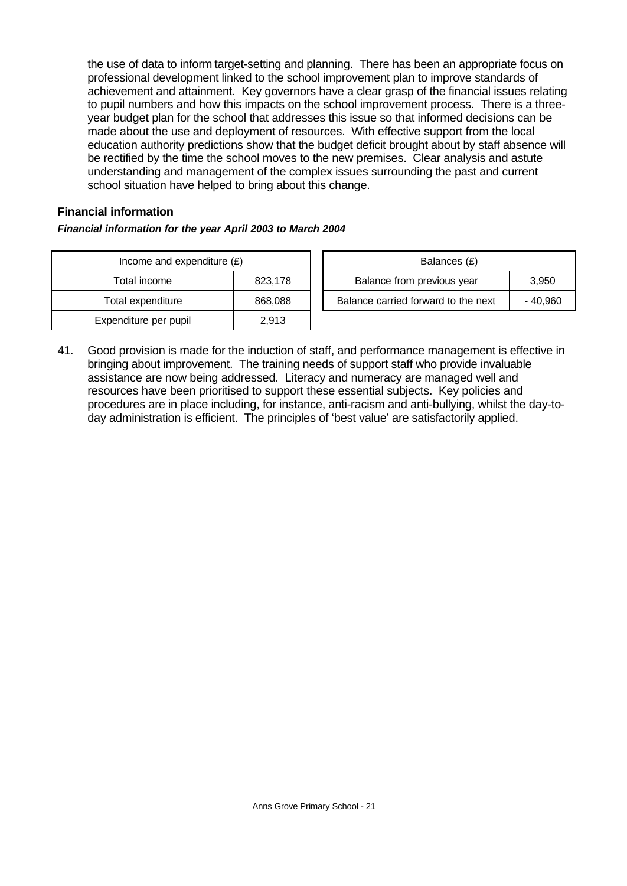the use of data to inform target-setting and planning. There has been an appropriate focus on professional development linked to the school improvement plan to improve standards of achievement and attainment. Key governors have a clear grasp of the financial issues relating to pupil numbers and how this impacts on the school improvement process. There is a three-year budget plan for the school that addresses this issue so that informed decisions can be made about the use and deployment of resources. With effective support from the local education authority predictions show that the budget deficit brought about by staff absence will be rectified by the time the school moves to the new premises. Clear analysis and astute understanding and management of the complex issues surrounding the past and current school situation have helped to bring about this change.

**Financial information**

***Financial information for the year April 2003 to March 2004***

| Income and expenditure (£) | |
|---|---|
| Total income | 823,178 |
| Total expenditure | 868,088 |
| Expenditure per pupil | 2,913 |

| Balances (£) | |
|---|---|
| Balance from previous year | 3,950 |
| Balance carried forward to the next | - 40,960 |

41. Good provision is made for the induction of staff, and performance management is effective in bringing about improvement. The training needs of support staff who provide invaluable assistance are now being addressed. Literacy and numeracy are managed well and resources have been prioritised to support these essential subjects. Key policies and procedures are in place including, for instance, anti-racism and anti-bullying, whilst the day-to-day administration is efficient. The principles of 'best value' are satisfactorily applied.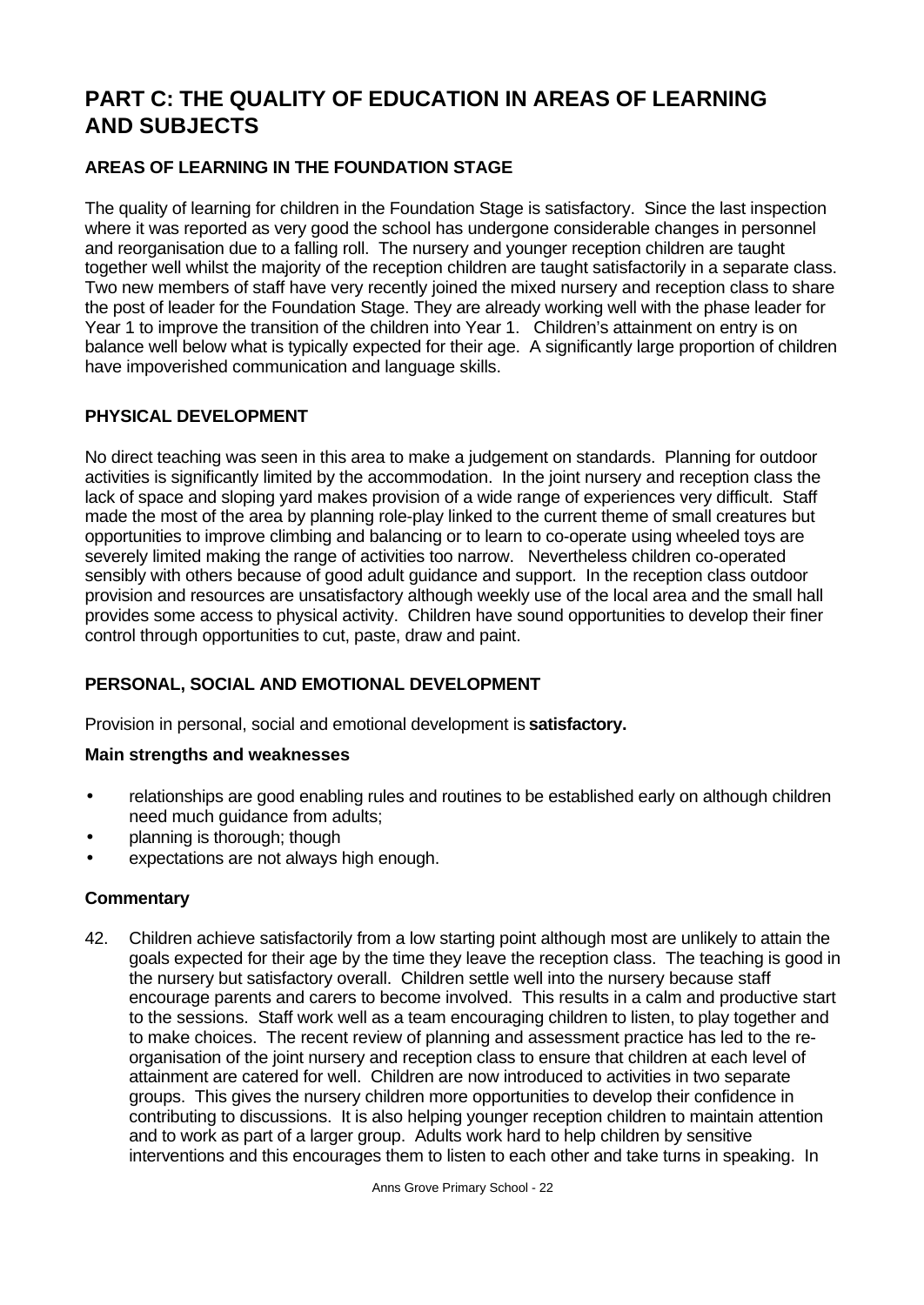# PART C: THE QUALITY OF EDUCATION IN AREAS OF LEARNING AND SUBJECTS

## AREAS OF LEARNING IN THE FOUNDATION STAGE

The quality of learning for children in the Foundation Stage is satisfactory. Since the last inspection where it was reported as very good the school has undergone considerable changes in personnel and reorganisation due to a falling roll. The nursery and younger reception children are taught together well whilst the majority of the reception children are taught satisfactorily in a separate class. Two new members of staff have very recently joined the mixed nursery and reception class to share the post of leader for the Foundation Stage. They are already working well with the phase leader for Year 1 to improve the transition of the children into Year 1. Children's attainment on entry is on balance well below what is typically expected for their age. A significantly large proportion of children have impoverished communication and language skills.

## PHYSICAL DEVELOPMENT

No direct teaching was seen in this area to make a judgement on standards. Planning for outdoor activities is significantly limited by the accommodation. In the joint nursery and reception class the lack of space and sloping yard makes provision of a wide range of experiences very difficult. Staff made the most of the area by planning role-play linked to the current theme of small creatures but opportunities to improve climbing and balancing or to learn to co-operate using wheeled toys are severely limited making the range of activities too narrow. Nevertheless children co-operated sensibly with others because of good adult guidance and support. In the reception class outdoor provision and resources are unsatisfactory although weekly use of the local area and the small hall provides some access to physical activity. Children have sound opportunities to develop their finer control through opportunities to cut, paste, draw and paint.

## PERSONAL, SOCIAL AND EMOTIONAL DEVELOPMENT

Provision in personal, social and emotional development is **satisfactory.**

### Main strengths and weaknesses

- relationships are good enabling rules and routines to be established early on although children need much guidance from adults;
- planning is thorough; though
- expectations are not always high enough.

### Commentary

42. Children achieve satisfactorily from a low starting point although most are unlikely to attain the goals expected for their age by the time they leave the reception class. The teaching is good in the nursery but satisfactory overall. Children settle well into the nursery because staff encourage parents and carers to become involved. This results in a calm and productive start to the sessions. Staff work well as a team encouraging children to listen, to play together and to make choices. The recent review of planning and assessment practice has led to the re-organisation of the joint nursery and reception class to ensure that children at each level of attainment are catered for well. Children are now introduced to activities in two separate groups. This gives the nursery children more opportunities to develop their confidence in contributing to discussions. It is also helping younger reception children to maintain attention and to work as part of a larger group. Adults work hard to help children by sensitive interventions and this encourages them to listen to each other and take turns in speaking. In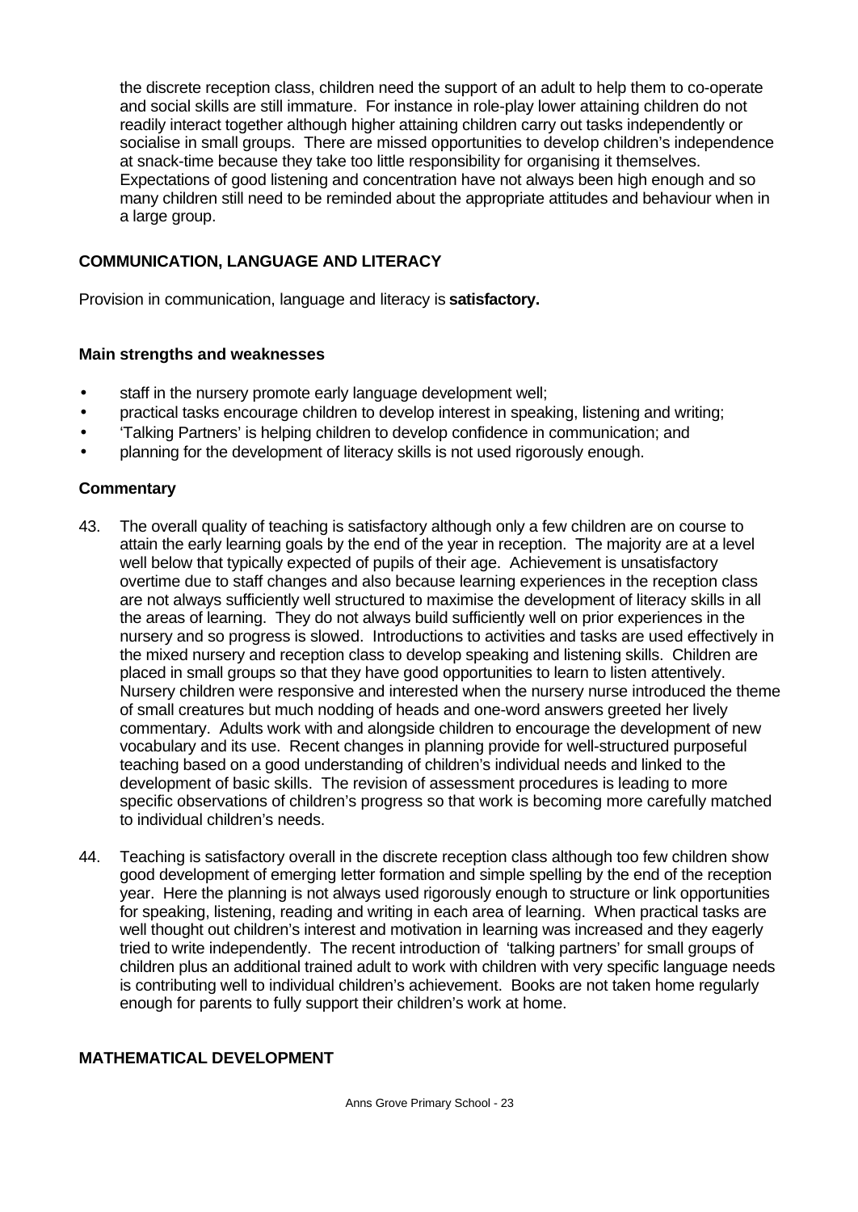the discrete reception class, children need the support of an adult to help them to co-operate and social skills are still immature. For instance in role-play lower attaining children do not readily interact together although higher attaining children carry out tasks independently or socialise in small groups. There are missed opportunities to develop children's independence at snack-time because they take too little responsibility for organising it themselves. Expectations of good listening and concentration have not always been high enough and so many children still need to be reminded about the appropriate attitudes and behaviour when in a large group.

## COMMUNICATION, LANGUAGE AND LITERACY

Provision in communication, language and literacy is **satisfactory.**

### Main strengths and weaknesses

- staff in the nursery promote early language development well;
- practical tasks encourage children to develop interest in speaking, listening and writing;
- 'Talking Partners' is helping children to develop confidence in communication; and
- planning for the development of literacy skills is not used rigorously enough.

### Commentary

43. The overall quality of teaching is satisfactory although only a few children are on course to attain the early learning goals by the end of the year in reception. The majority are at a level well below that typically expected of pupils of their age. Achievement is unsatisfactory overtime due to staff changes and also because learning experiences in the reception class are not always sufficiently well structured to maximise the development of literacy skills in all the areas of learning. They do not always build sufficiently well on prior experiences in the nursery and so progress is slowed. Introductions to activities and tasks are used effectively in the mixed nursery and reception class to develop speaking and listening skills. Children are placed in small groups so that they have good opportunities to learn to listen attentively. Nursery children were responsive and interested when the nursery nurse introduced the theme of small creatures but much nodding of heads and one-word answers greeted her lively commentary. Adults work with and alongside children to encourage the development of new vocabulary and its use. Recent changes in planning provide for well-structured purposeful teaching based on a good understanding of children's individual needs and linked to the development of basic skills. The revision of assessment procedures is leading to more specific observations of children's progress so that work is becoming more carefully matched to individual children's needs.

44. Teaching is satisfactory overall in the discrete reception class although too few children show good development of emerging letter formation and simple spelling by the end of the reception year. Here the planning is not always used rigorously enough to structure or link opportunities for speaking, listening, reading and writing in each area of learning. When practical tasks are well thought out children's interest and motivation in learning was increased and they eagerly tried to write independently. The recent introduction of 'talking partners' for small groups of children plus an additional trained adult to work with children with very specific language needs is contributing well to individual children's achievement. Books are not taken home regularly enough for parents to fully support their children's work at home.

## MATHEMATICAL DEVELOPMENT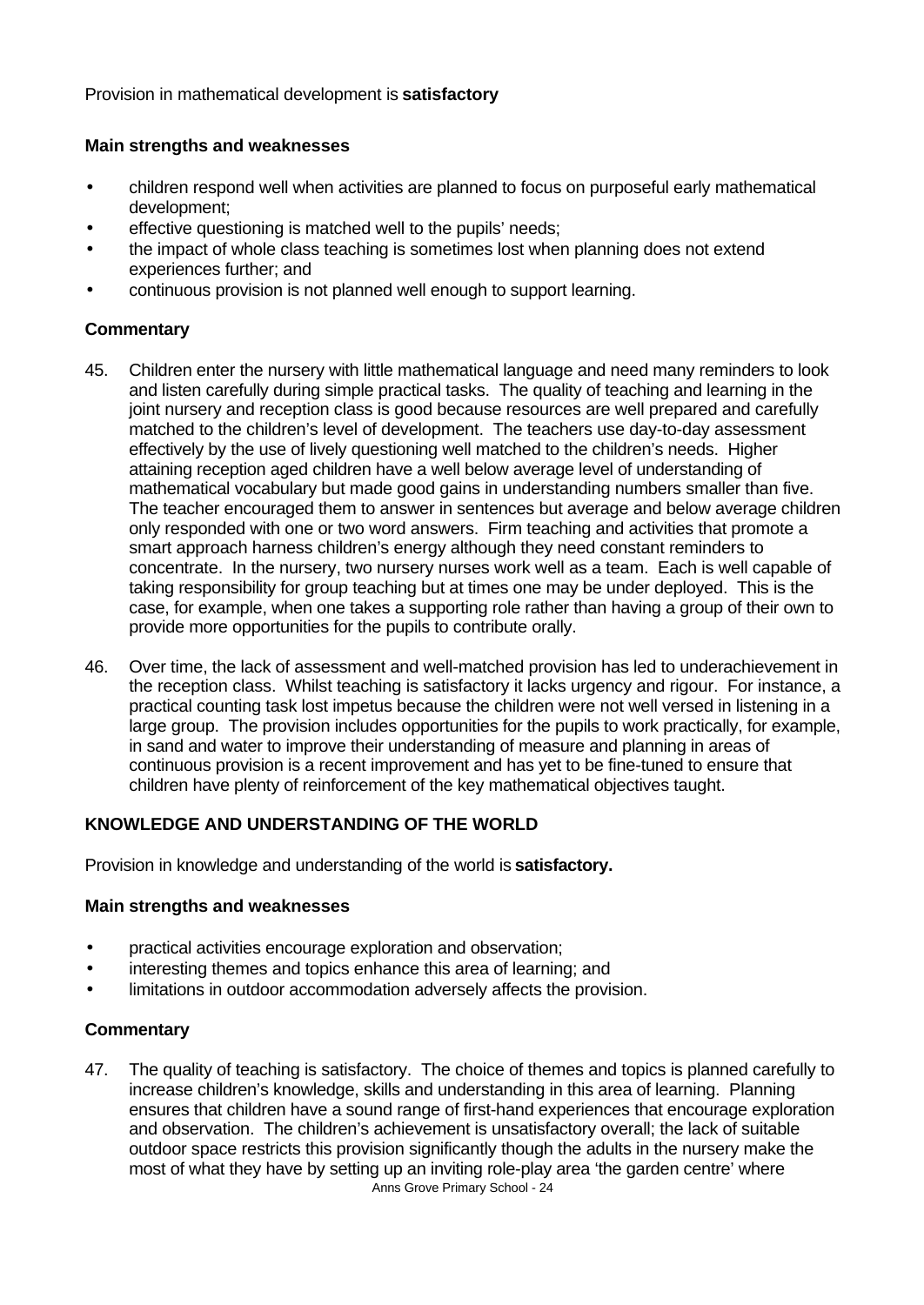Provision in mathematical development is **satisfactory**

**Main strengths and weaknesses**

- children respond well when activities are planned to focus on purposeful early mathematical development;
- effective questioning is matched well to the pupils' needs;
- the impact of whole class teaching is sometimes lost when planning does not extend experiences further; and
- continuous provision is not planned well enough to support learning.

**Commentary**

45. Children enter the nursery with little mathematical language and need many reminders to look and listen carefully during simple practical tasks. The quality of teaching and learning in the joint nursery and reception class is good because resources are well prepared and carefully matched to the children's level of development. The teachers use day-to-day assessment effectively by the use of lively questioning well matched to the children's needs. Higher attaining reception aged children have a well below average level of understanding of mathematical vocabulary but made good gains in understanding numbers smaller than five. The teacher encouraged them to answer in sentences but average and below average children only responded with one or two word answers. Firm teaching and activities that promote a smart approach harness children's energy although they need constant reminders to concentrate. In the nursery, two nursery nurses work well as a team. Each is well capable of taking responsibility for group teaching but at times one may be under deployed. This is the case, for example, when one takes a supporting role rather than having a group of their own to provide more opportunities for the pupils to contribute orally.

46. Over time, the lack of assessment and well-matched provision has led to underachievement in the reception class. Whilst teaching is satisfactory it lacks urgency and rigour. For instance, a practical counting task lost impetus because the children were not well versed in listening in a large group. The provision includes opportunities for the pupils to work practically, for example, in sand and water to improve their understanding of measure and planning in areas of continuous provision is a recent improvement and has yet to be fine-tuned to ensure that children have plenty of reinforcement of the key mathematical objectives taught.

## KNOWLEDGE AND UNDERSTANDING OF THE WORLD

Provision in knowledge and understanding of the world is **satisfactory.**

**Main strengths and weaknesses**

- practical activities encourage exploration and observation;
- interesting themes and topics enhance this area of learning; and
- limitations in outdoor accommodation adversely affects the provision.

**Commentary**

47. The quality of teaching is satisfactory. The choice of themes and topics is planned carefully to increase children's knowledge, skills and understanding in this area of learning. Planning ensures that children have a sound range of first-hand experiences that encourage exploration and observation. The children's achievement is unsatisfactory overall; the lack of suitable outdoor space restricts this provision significantly though the adults in the nursery make the most of what they have by setting up an inviting role-play area 'the garden centre' where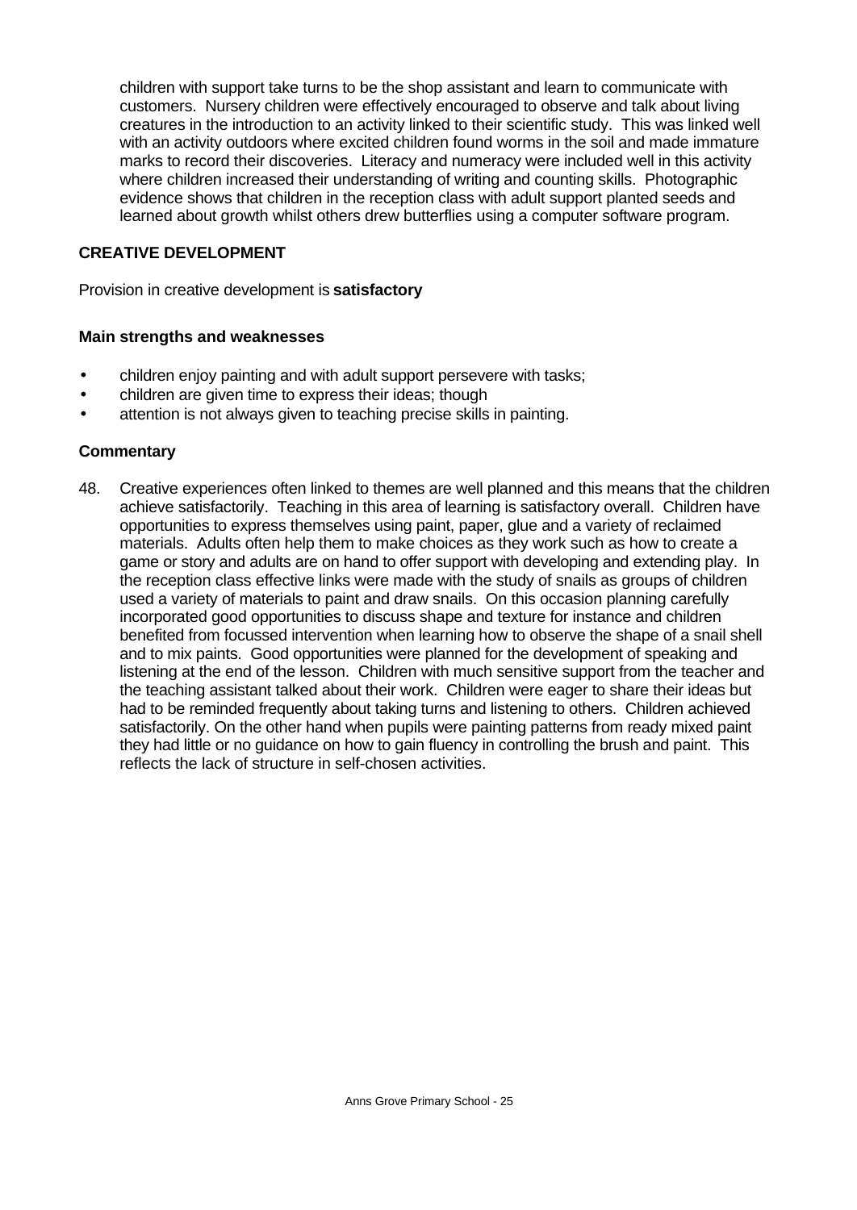children with support take turns to be the shop assistant and learn to communicate with customers. Nursery children were effectively encouraged to observe and talk about living creatures in the introduction to an activity linked to their scientific study. This was linked well with an activity outdoors where excited children found worms in the soil and made immature marks to record their discoveries. Literacy and numeracy were included well in this activity where children increased their understanding of writing and counting skills. Photographic evidence shows that children in the reception class with adult support planted seeds and learned about growth whilst others drew butterflies using a computer software program.

## CREATIVE DEVELOPMENT

Provision in creative development is **satisfactory**

### Main strengths and weaknesses

- children enjoy painting and with adult support persevere with tasks;
- children are given time to express their ideas; though
- attention is not always given to teaching precise skills in painting.

### Commentary

48. Creative experiences often linked to themes are well planned and this means that the children achieve satisfactorily. Teaching in this area of learning is satisfactory overall. Children have opportunities to express themselves using paint, paper, glue and a variety of reclaimed materials. Adults often help them to make choices as they work such as how to create a game or story and adults are on hand to offer support with developing and extending play. In the reception class effective links were made with the study of snails as groups of children used a variety of materials to paint and draw snails. On this occasion planning carefully incorporated good opportunities to discuss shape and texture for instance and children benefited from focussed intervention when learning how to observe the shape of a snail shell and to mix paints. Good opportunities were planned for the development of speaking and listening at the end of the lesson. Children with much sensitive support from the teacher and the teaching assistant talked about their work. Children were eager to share their ideas but had to be reminded frequently about taking turns and listening to others. Children achieved satisfactorily. On the other hand when pupils were painting patterns from ready mixed paint they had little or no guidance on how to gain fluency in controlling the brush and paint. This reflects the lack of structure in self-chosen activities.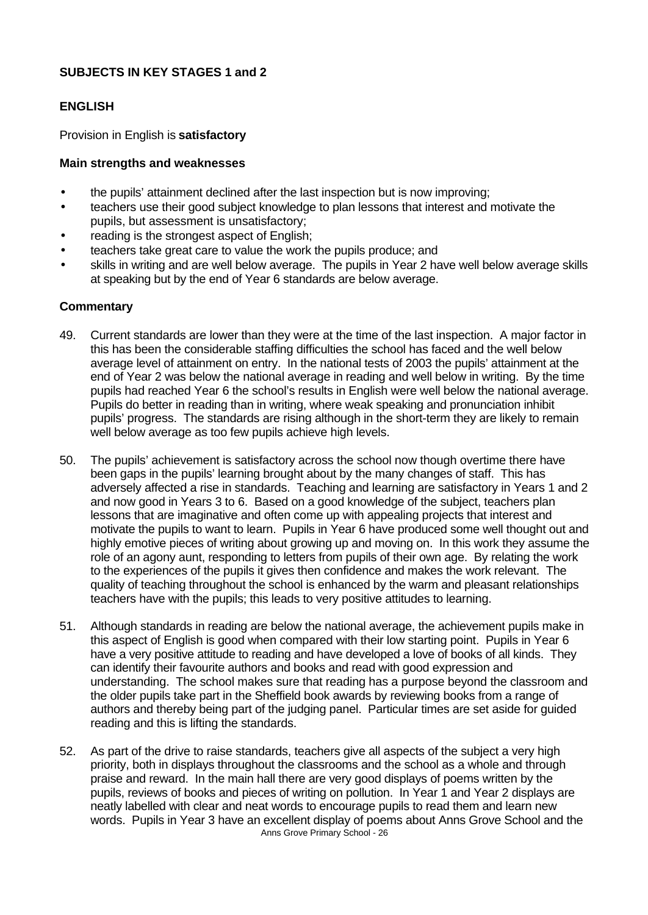**SUBJECTS IN KEY STAGES 1 and 2**

**ENGLISH**

Provision in English is **satisfactory**

**Main strengths and weaknesses**

- the pupils' attainment declined after the last inspection but is now improving;
- teachers use their good subject knowledge to plan lessons that interest and motivate the pupils, but assessment is unsatisfactory;
- reading is the strongest aspect of English;
- teachers take great care to value the work the pupils produce; and
- skills in writing and are well below average. The pupils in Year 2 have well below average skills at speaking but by the end of Year 6 standards are below average.

**Commentary**

49. Current standards are lower than they were at the time of the last inspection. A major factor in this has been the considerable staffing difficulties the school has faced and the well below average level of attainment on entry. In the national tests of 2003 the pupils' attainment at the end of Year 2 was below the national average in reading and well below in writing. By the time pupils had reached Year 6 the school's results in English were well below the national average. Pupils do better in reading than in writing, where weak speaking and pronunciation inhibit pupils' progress. The standards are rising although in the short-term they are likely to remain well below average as too few pupils achieve high levels.

50. The pupils' achievement is satisfactory across the school now though overtime there have been gaps in the pupils' learning brought about by the many changes of staff. This has adversely affected a rise in standards. Teaching and learning are satisfactory in Years 1 and 2 and now good in Years 3 to 6. Based on a good knowledge of the subject, teachers plan lessons that are imaginative and often come up with appealing projects that interest and motivate the pupils to want to learn. Pupils in Year 6 have produced some well thought out and highly emotive pieces of writing about growing up and moving on. In this work they assume the role of an agony aunt, responding to letters from pupils of their own age. By relating the work to the experiences of the pupils it gives then confidence and makes the work relevant. The quality of teaching throughout the school is enhanced by the warm and pleasant relationships teachers have with the pupils; this leads to very positive attitudes to learning.

51. Although standards in reading are below the national average, the achievement pupils make in this aspect of English is good when compared with their low starting point. Pupils in Year 6 have a very positive attitude to reading and have developed a love of books of all kinds. They can identify their favourite authors and books and read with good expression and understanding. The school makes sure that reading has a purpose beyond the classroom and the older pupils take part in the Sheffield book awards by reviewing books from a range of authors and thereby being part of the judging panel. Particular times are set aside for guided reading and this is lifting the standards.

52. As part of the drive to raise standards, teachers give all aspects of the subject a very high priority, both in displays throughout the classrooms and the school as a whole and through praise and reward. In the main hall there are very good displays of poems written by the pupils, reviews of books and pieces of writing on pollution. In Year 1 and Year 2 displays are neatly labelled with clear and neat words to encourage pupils to read them and learn new words. Pupils in Year 3 have an excellent display of poems about Anns Grove School and the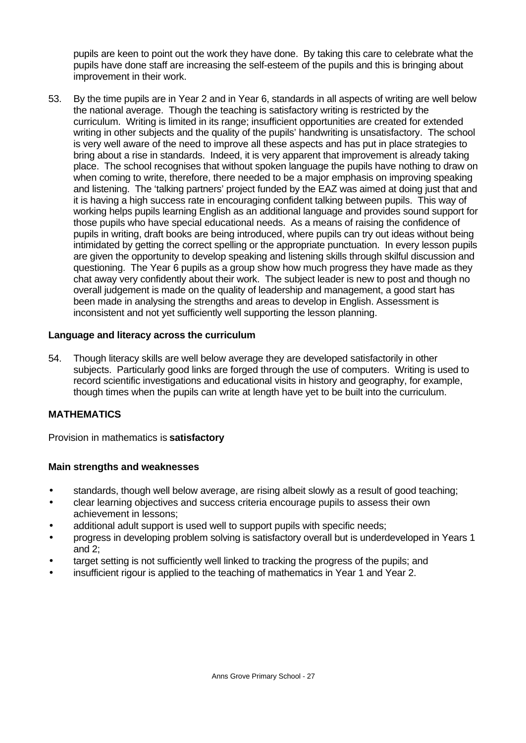pupils are keen to point out the work they have done. By taking this care to celebrate what the pupils have done staff are increasing the self-esteem of the pupils and this is bringing about improvement in their work.

53. By the time pupils are in Year 2 and in Year 6, standards in all aspects of writing are well below the national average. Though the teaching is satisfactory writing is restricted by the curriculum. Writing is limited in its range; insufficient opportunities are created for extended writing in other subjects and the quality of the pupils' handwriting is unsatisfactory. The school is very well aware of the need to improve all these aspects and has put in place strategies to bring about a rise in standards. Indeed, it is very apparent that improvement is already taking place. The school recognises that without spoken language the pupils have nothing to draw on when coming to write, therefore, there needed to be a major emphasis on improving speaking and listening. The 'talking partners' project funded by the EAZ was aimed at doing just that and it is having a high success rate in encouraging confident talking between pupils. This way of working helps pupils learning English as an additional language and provides sound support for those pupils who have special educational needs. As a means of raising the confidence of pupils in writing, draft books are being introduced, where pupils can try out ideas without being intimidated by getting the correct spelling or the appropriate punctuation. In every lesson pupils are given the opportunity to develop speaking and listening skills through skilful discussion and questioning. The Year 6 pupils as a group show how much progress they have made as they chat away very confidently about their work. The subject leader is new to post and though no overall judgement is made on the quality of leadership and management, a good start has been made in analysing the strengths and areas to develop in English. Assessment is inconsistent and not yet sufficiently well supporting the lesson planning.

### Language and literacy across the curriculum

54. Though literacy skills are well below average they are developed satisfactorily in other subjects. Particularly good links are forged through the use of computers. Writing is used to record scientific investigations and educational visits in history and geography, for example, though times when the pupils can write at length have yet to be built into the curriculum.

## MATHEMATICS

Provision in mathematics is **satisfactory**

### Main strengths and weaknesses

- standards, though well below average, are rising albeit slowly as a result of good teaching;
- clear learning objectives and success criteria encourage pupils to assess their own achievement in lessons;
- additional adult support is used well to support pupils with specific needs;
- progress in developing problem solving is satisfactory overall but is underdeveloped in Years 1 and 2;
- target setting is not sufficiently well linked to tracking the progress of the pupils; and
- insufficient rigour is applied to the teaching of mathematics in Year 1 and Year 2.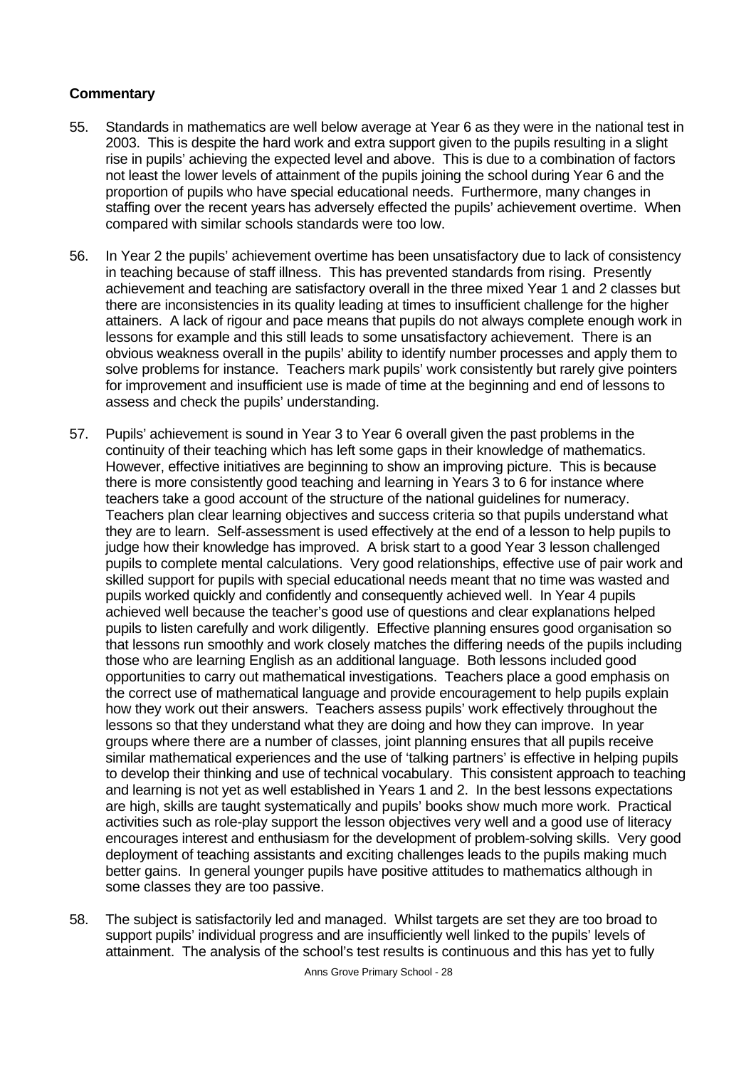**Commentary**

55. Standards in mathematics are well below average at Year 6 as they were in the national test in 2003. This is despite the hard work and extra support given to the pupils resulting in a slight rise in pupils' achieving the expected level and above. This is due to a combination of factors not least the lower levels of attainment of the pupils joining the school during Year 6 and the proportion of pupils who have special educational needs. Furthermore, many changes in staffing over the recent years has adversely effected the pupils' achievement overtime. When compared with similar schools standards were too low.

56. In Year 2 the pupils' achievement overtime has been unsatisfactory due to lack of consistency in teaching because of staff illness. This has prevented standards from rising. Presently achievement and teaching are satisfactory overall in the three mixed Year 1 and 2 classes but there are inconsistencies in its quality leading at times to insufficient challenge for the higher attainers. A lack of rigour and pace means that pupils do not always complete enough work in lessons for example and this still leads to some unsatisfactory achievement. There is an obvious weakness overall in the pupils' ability to identify number processes and apply them to solve problems for instance. Teachers mark pupils' work consistently but rarely give pointers for improvement and insufficient use is made of time at the beginning and end of lessons to assess and check the pupils' understanding.

57. Pupils' achievement is sound in Year 3 to Year 6 overall given the past problems in the continuity of their teaching which has left some gaps in their knowledge of mathematics. However, effective initiatives are beginning to show an improving picture. This is because there is more consistently good teaching and learning in Years 3 to 6 for instance where teachers take a good account of the structure of the national guidelines for numeracy. Teachers plan clear learning objectives and success criteria so that pupils understand what they are to learn. Self-assessment is used effectively at the end of a lesson to help pupils to judge how their knowledge has improved. A brisk start to a good Year 3 lesson challenged pupils to complete mental calculations. Very good relationships, effective use of pair work and skilled support for pupils with special educational needs meant that no time was wasted and pupils worked quickly and confidently and consequently achieved well. In Year 4 pupils achieved well because the teacher's good use of questions and clear explanations helped pupils to listen carefully and work diligently. Effective planning ensures good organisation so that lessons run smoothly and work closely matches the differing needs of the pupils including those who are learning English as an additional language. Both lessons included good opportunities to carry out mathematical investigations. Teachers place a good emphasis on the correct use of mathematical language and provide encouragement to help pupils explain how they work out their answers. Teachers assess pupils' work effectively throughout the lessons so that they understand what they are doing and how they can improve. In year groups where there are a number of classes, joint planning ensures that all pupils receive similar mathematical experiences and the use of 'talking partners' is effective in helping pupils to develop their thinking and use of technical vocabulary. This consistent approach to teaching and learning is not yet as well established in Years 1 and 2. In the best lessons expectations are high, skills are taught systematically and pupils' books show much more work. Practical activities such as role-play support the lesson objectives very well and a good use of literacy encourages interest and enthusiasm for the development of problem-solving skills. Very good deployment of teaching assistants and exciting challenges leads to the pupils making much better gains. In general younger pupils have positive attitudes to mathematics although in some classes they are too passive.

58. The subject is satisfactorily led and managed. Whilst targets are set they are too broad to support pupils' individual progress and are insufficiently well linked to the pupils' levels of attainment. The analysis of the school's test results is continuous and this has yet to fully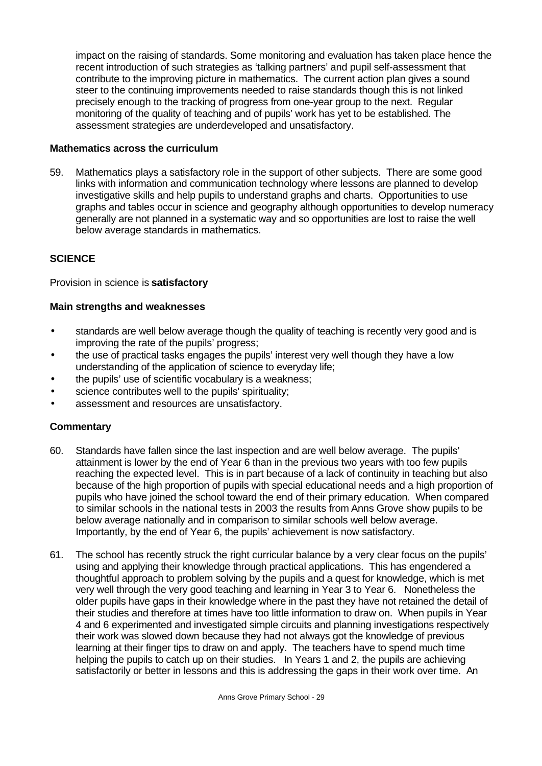impact on the raising of standards. Some monitoring and evaluation has taken place hence the recent introduction of such strategies as 'talking partners' and pupil self-assessment that contribute to the improving picture in mathematics. The current action plan gives a sound steer to the continuing improvements needed to raise standards though this is not linked precisely enough to the tracking of progress from one-year group to the next. Regular monitoring of the quality of teaching and of pupils' work has yet to be established. The assessment strategies are underdeveloped and unsatisfactory.

### Mathematics across the curriculum

59. Mathematics plays a satisfactory role in the support of other subjects. There are some good links with information and communication technology where lessons are planned to develop investigative skills and help pupils to understand graphs and charts. Opportunities to use graphs and tables occur in science and geography although opportunities to develop numeracy generally are not planned in a systematic way and so opportunities are lost to raise the well below average standards in mathematics.

## SCIENCE

Provision in science is **satisfactory**

### Main strengths and weaknesses

- standards are well below average though the quality of teaching is recently very good and is improving the rate of the pupils' progress;
- the use of practical tasks engages the pupils' interest very well though they have a low understanding of the application of science to everyday life;
- the pupils' use of scientific vocabulary is a weakness;
- science contributes well to the pupils' spirituality;
- assessment and resources are unsatisfactory.

### Commentary

60. Standards have fallen since the last inspection and are well below average. The pupils' attainment is lower by the end of Year 6 than in the previous two years with too few pupils reaching the expected level. This is in part because of a lack of continuity in teaching but also because of the high proportion of pupils with special educational needs and a high proportion of pupils who have joined the school toward the end of their primary education. When compared to similar schools in the national tests in 2003 the results from Anns Grove show pupils to be below average nationally and in comparison to similar schools well below average. Importantly, by the end of Year 6, the pupils' achievement is now satisfactory.

61. The school has recently struck the right curricular balance by a very clear focus on the pupils' using and applying their knowledge through practical applications. This has engendered a thoughtful approach to problem solving by the pupils and a quest for knowledge, which is met very well through the very good teaching and learning in Year 3 to Year 6. Nonetheless the older pupils have gaps in their knowledge where in the past they have not retained the detail of their studies and therefore at times have too little information to draw on. When pupils in Year 4 and 6 experimented and investigated simple circuits and planning investigations respectively their work was slowed down because they had not always got the knowledge of previous learning at their finger tips to draw on and apply. The teachers have to spend much time helping the pupils to catch up on their studies. In Years 1 and 2, the pupils are achieving satisfactorily or better in lessons and this is addressing the gaps in their work over time. An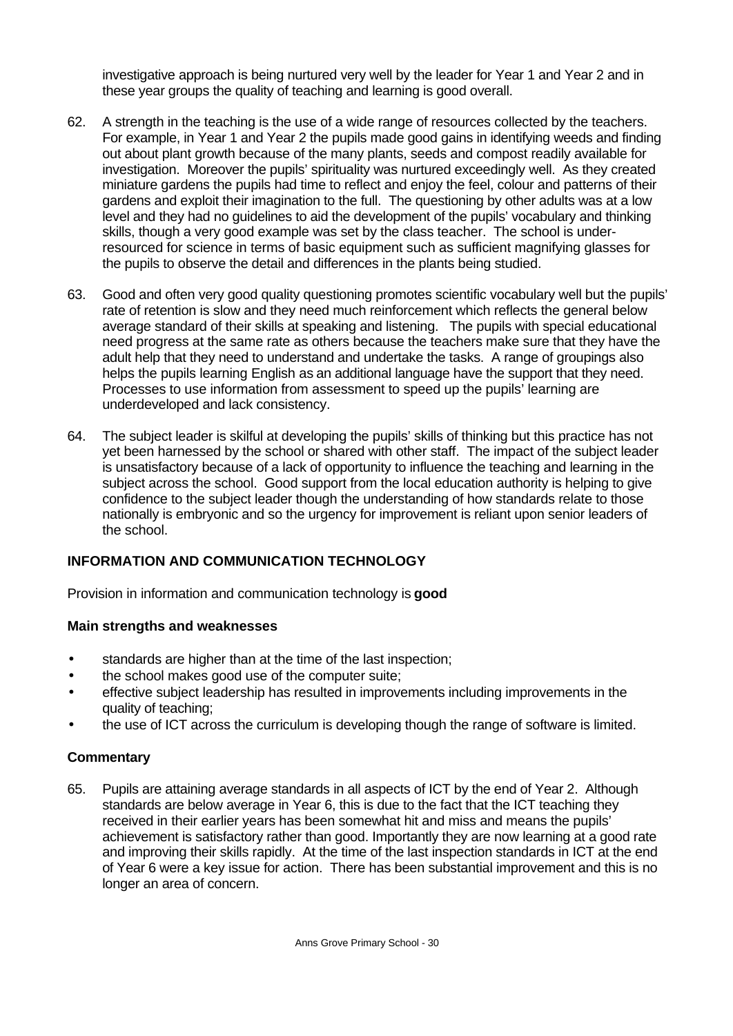investigative approach is being nurtured very well by the leader for Year 1 and Year 2 and in these year groups the quality of teaching and learning is good overall.

62. A strength in the teaching is the use of a wide range of resources collected by the teachers. For example, in Year 1 and Year 2 the pupils made good gains in identifying weeds and finding out about plant growth because of the many plants, seeds and compost readily available for investigation. Moreover the pupils' spirituality was nurtured exceedingly well. As they created miniature gardens the pupils had time to reflect and enjoy the feel, colour and patterns of their gardens and exploit their imagination to the full. The questioning by other adults was at a low level and they had no guidelines to aid the development of the pupils' vocabulary and thinking skills, though a very good example was set by the class teacher. The school is under-resourced for science in terms of basic equipment such as sufficient magnifying glasses for the pupils to observe the detail and differences in the plants being studied.

63. Good and often very good quality questioning promotes scientific vocabulary well but the pupils' rate of retention is slow and they need much reinforcement which reflects the general below average standard of their skills at speaking and listening. The pupils with special educational need progress at the same rate as others because the teachers make sure that they have the adult help that they need to understand and undertake the tasks. A range of groupings also helps the pupils learning English as an additional language have the support that they need. Processes to use information from assessment to speed up the pupils' learning are underdeveloped and lack consistency.

64. The subject leader is skilful at developing the pupils' skills of thinking but this practice has not yet been harnessed by the school or shared with other staff. The impact of the subject leader is unsatisfactory because of a lack of opportunity to influence the teaching and learning in the subject across the school. Good support from the local education authority is helping to give confidence to the subject leader though the understanding of how standards relate to those nationally is embryonic and so the urgency for improvement is reliant upon senior leaders of the school.

## INFORMATION AND COMMUNICATION TECHNOLOGY

Provision in information and communication technology is **good**

### Main strengths and weaknesses

- standards are higher than at the time of the last inspection;
- the school makes good use of the computer suite;
- effective subject leadership has resulted in improvements including improvements in the quality of teaching;
- the use of ICT across the curriculum is developing though the range of software is limited.

### Commentary

65. Pupils are attaining average standards in all aspects of ICT by the end of Year 2. Although standards are below average in Year 6, this is due to the fact that the ICT teaching they received in their earlier years has been somewhat hit and miss and means the pupils' achievement is satisfactory rather than good. Importantly they are now learning at a good rate and improving their skills rapidly. At the time of the last inspection standards in ICT at the end of Year 6 were a key issue for action. There has been substantial improvement and this is no longer an area of concern.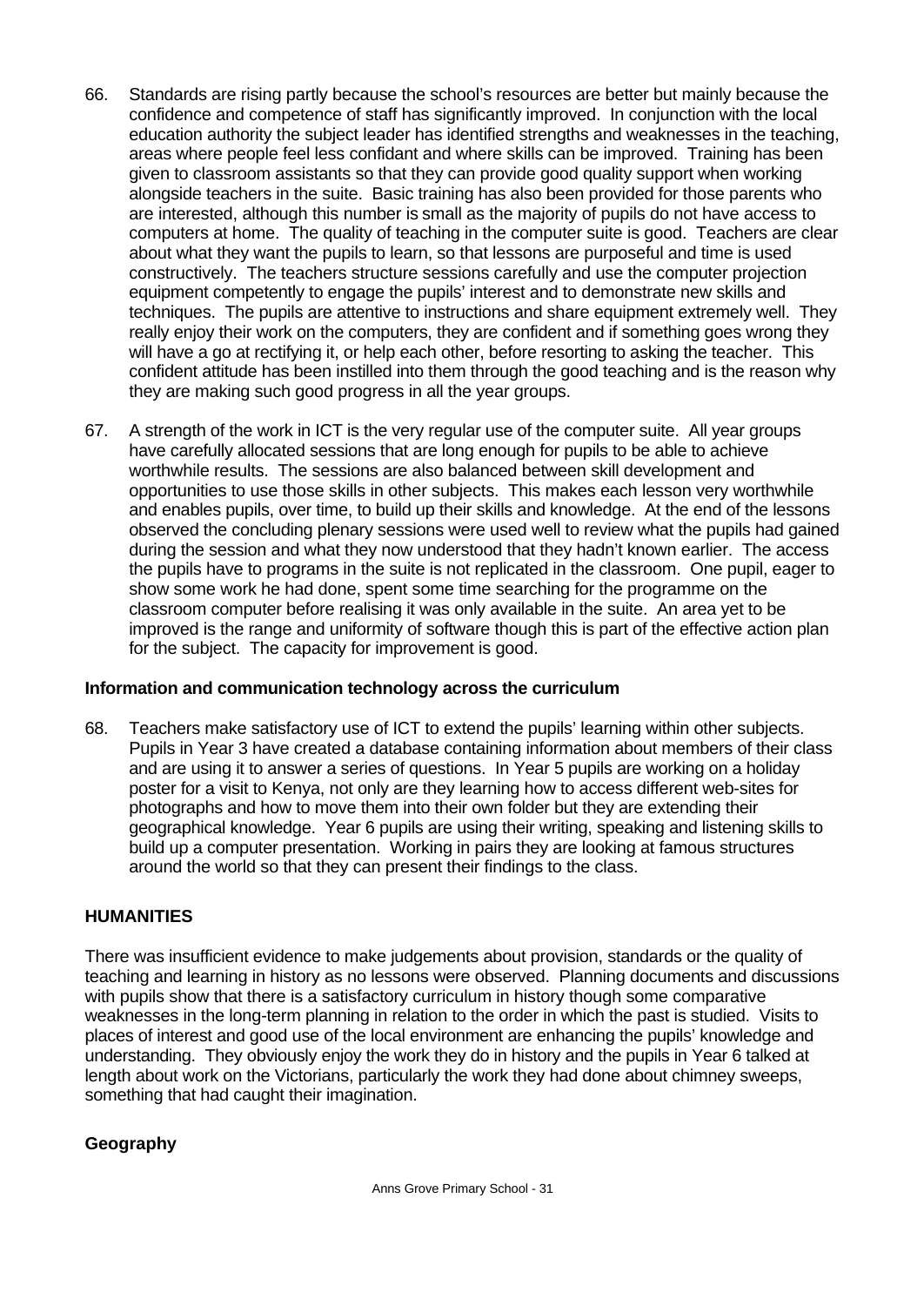66. Standards are rising partly because the school's resources are better but mainly because the confidence and competence of staff has significantly improved. In conjunction with the local education authority the subject leader has identified strengths and weaknesses in the teaching, areas where people feel less confidant and where skills can be improved. Training has been given to classroom assistants so that they can provide good quality support when working alongside teachers in the suite. Basic training has also been provided for those parents who are interested, although this number is small as the majority of pupils do not have access to computers at home. The quality of teaching in the computer suite is good. Teachers are clear about what they want the pupils to learn, so that lessons are purposeful and time is used constructively. The teachers structure sessions carefully and use the computer projection equipment competently to engage the pupils' interest and to demonstrate new skills and techniques. The pupils are attentive to instructions and share equipment extremely well. They really enjoy their work on the computers, they are confident and if something goes wrong they will have a go at rectifying it, or help each other, before resorting to asking the teacher. This confident attitude has been instilled into them through the good teaching and is the reason why they are making such good progress in all the year groups.

67. A strength of the work in ICT is the very regular use of the computer suite. All year groups have carefully allocated sessions that are long enough for pupils to be able to achieve worthwhile results. The sessions are also balanced between skill development and opportunities to use those skills in other subjects. This makes each lesson very worthwhile and enables pupils, over time, to build up their skills and knowledge. At the end of the lessons observed the concluding plenary sessions were used well to review what the pupils had gained during the session and what they now understood that they hadn't known earlier. The access the pupils have to programs in the suite is not replicated in the classroom. One pupil, eager to show some work he had done, spent some time searching for the programme on the classroom computer before realising it was only available in the suite. An area yet to be improved is the range and uniformity of software though this is part of the effective action plan for the subject. The capacity for improvement is good.

**Information and communication technology across the curriculum**

68. Teachers make satisfactory use of ICT to extend the pupils' learning within other subjects. Pupils in Year 3 have created a database containing information about members of their class and are using it to answer a series of questions. In Year 5 pupils are working on a holiday poster for a visit to Kenya, not only are they learning how to access different web-sites for photographs and how to move them into their own folder but they are extending their geographical knowledge. Year 6 pupils are using their writing, speaking and listening skills to build up a computer presentation. Working in pairs they are looking at famous structures around the world so that they can present their findings to the class.

## HUMANITIES

There was insufficient evidence to make judgements about provision, standards or the quality of teaching and learning in history as no lessons were observed. Planning documents and discussions with pupils show that there is a satisfactory curriculum in history though some comparative weaknesses in the long-term planning in relation to the order in which the past is studied. Visits to places of interest and good use of the local environment are enhancing the pupils' knowledge and understanding. They obviously enjoy the work they do in history and the pupils in Year 6 talked at length about work on the Victorians, particularly the work they had done about chimney sweeps, something that had caught their imagination.

### Geography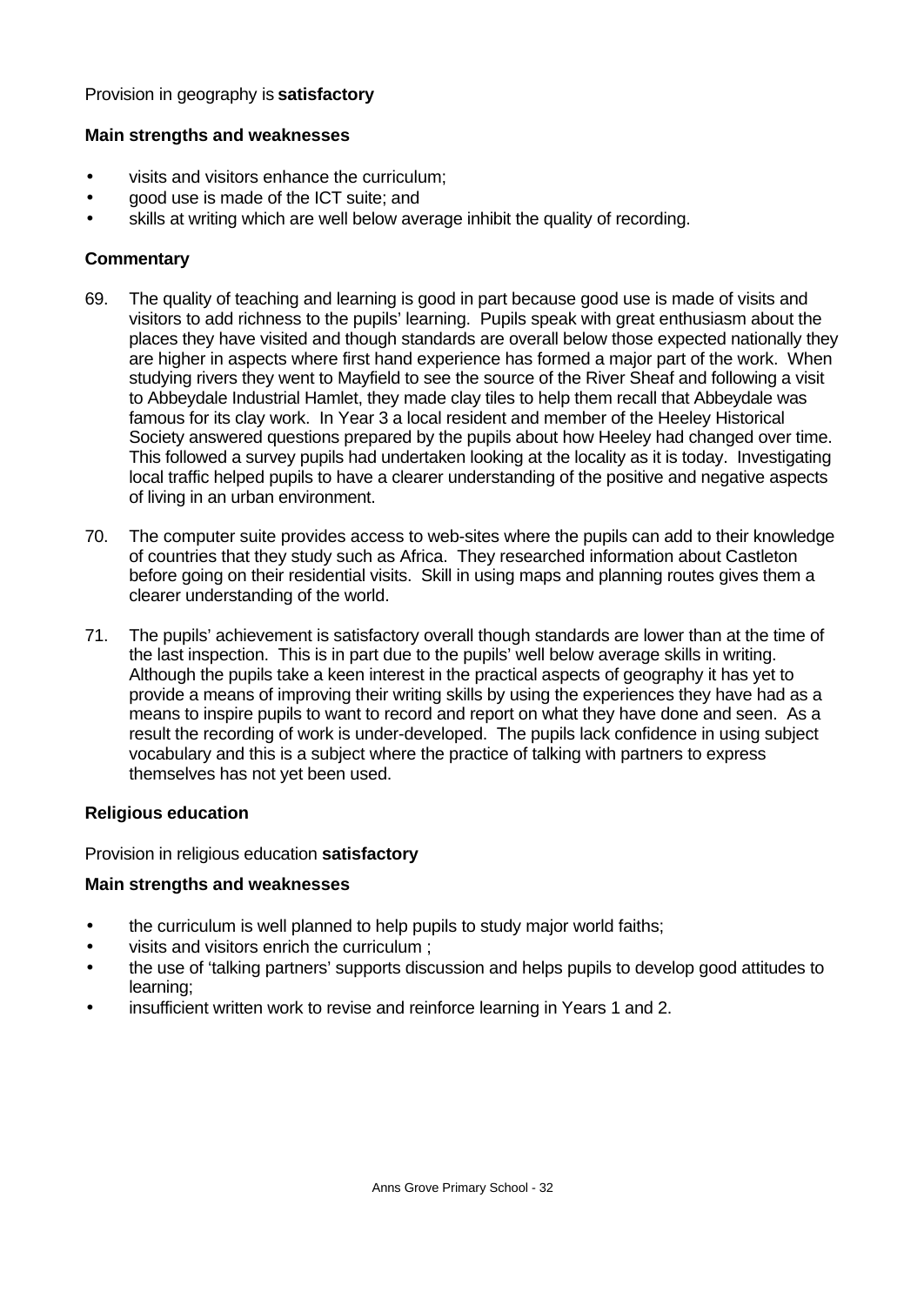Provision in geography is **satisfactory**

**Main strengths and weaknesses**

- visits and visitors enhance the curriculum;
- good use is made of the ICT suite; and
- skills at writing which are well below average inhibit the quality of recording.

**Commentary**

69. The quality of teaching and learning is good in part because good use is made of visits and visitors to add richness to the pupils' learning. Pupils speak with great enthusiasm about the places they have visited and though standards are overall below those expected nationally they are higher in aspects where first hand experience has formed a major part of the work. When studying rivers they went to Mayfield to see the source of the River Sheaf and following a visit to Abbeydale Industrial Hamlet, they made clay tiles to help them recall that Abbeydale was famous for its clay work. In Year 3 a local resident and member of the Heeley Historical Society answered questions prepared by the pupils about how Heeley had changed over time. This followed a survey pupils had undertaken looking at the locality as it is today. Investigating local traffic helped pupils to have a clearer understanding of the positive and negative aspects of living in an urban environment.

70. The computer suite provides access to web-sites where the pupils can add to their knowledge of countries that they study such as Africa. They researched information about Castleton before going on their residential visits. Skill in using maps and planning routes gives them a clearer understanding of the world.

71. The pupils' achievement is satisfactory overall though standards are lower than at the time of the last inspection. This is in part due to the pupils' well below average skills in writing. Although the pupils take a keen interest in the practical aspects of geography it has yet to provide a means of improving their writing skills by using the experiences they have had as a means to inspire pupils to want to record and report on what they have done and seen. As a result the recording of work is under-developed. The pupils lack confidence in using subject vocabulary and this is a subject where the practice of talking with partners to express themselves has not yet been used.

**Religious education**

Provision in religious education **satisfactory**

**Main strengths and weaknesses**

- the curriculum is well planned to help pupils to study major world faiths;
- visits and visitors enrich the curriculum ;
- the use of 'talking partners' supports discussion and helps pupils to develop good attitudes to learning;
- insufficient written work to revise and reinforce learning in Years 1 and 2.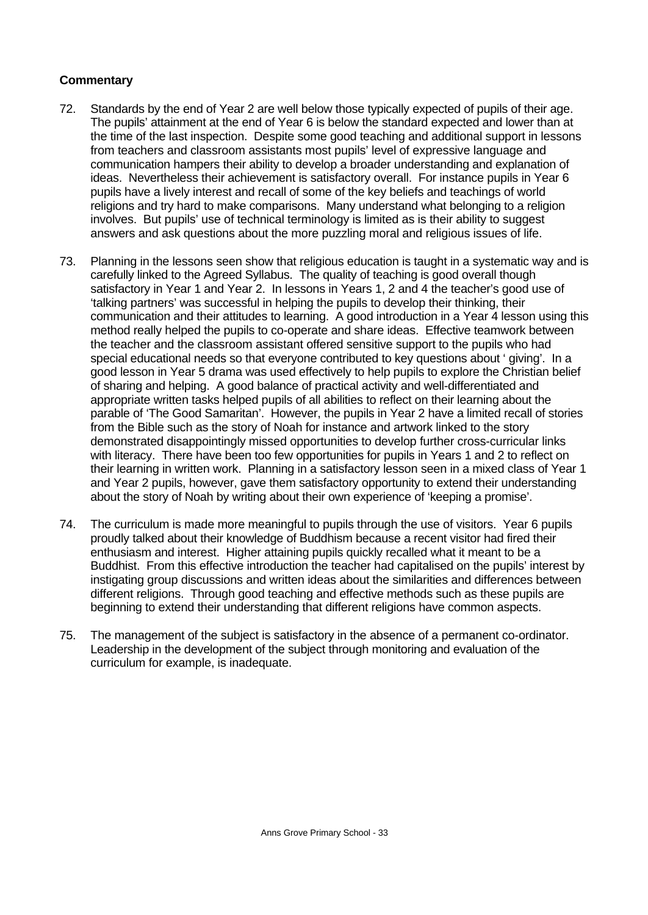**Commentary**

72. Standards by the end of Year 2 are well below those typically expected of pupils of their age. The pupils' attainment at the end of Year 6 is below the standard expected and lower than at the time of the last inspection. Despite some good teaching and additional support in lessons from teachers and classroom assistants most pupils' level of expressive language and communication hampers their ability to develop a broader understanding and explanation of ideas. Nevertheless their achievement is satisfactory overall. For instance pupils in Year 6 pupils have a lively interest and recall of some of the key beliefs and teachings of world religions and try hard to make comparisons. Many understand what belonging to a religion involves. But pupils' use of technical terminology is limited as is their ability to suggest answers and ask questions about the more puzzling moral and religious issues of life.

73. Planning in the lessons seen show that religious education is taught in a systematic way and is carefully linked to the Agreed Syllabus. The quality of teaching is good overall though satisfactory in Year 1 and Year 2. In lessons in Years 1, 2 and 4 the teacher's good use of 'talking partners' was successful in helping the pupils to develop their thinking, their communication and their attitudes to learning. A good introduction in a Year 4 lesson using this method really helped the pupils to co-operate and share ideas. Effective teamwork between the teacher and the classroom assistant offered sensitive support to the pupils who had special educational needs so that everyone contributed to key questions about ' giving'. In a good lesson in Year 5 drama was used effectively to help pupils to explore the Christian belief of sharing and helping. A good balance of practical activity and well-differentiated and appropriate written tasks helped pupils of all abilities to reflect on their learning about the parable of 'The Good Samaritan'. However, the pupils in Year 2 have a limited recall of stories from the Bible such as the story of Noah for instance and artwork linked to the story demonstrated disappointingly missed opportunities to develop further cross-curricular links with literacy. There have been too few opportunities for pupils in Years 1 and 2 to reflect on their learning in written work. Planning in a satisfactory lesson seen in a mixed class of Year 1 and Year 2 pupils, however, gave them satisfactory opportunity to extend their understanding about the story of Noah by writing about their own experience of 'keeping a promise'.

74. The curriculum is made more meaningful to pupils through the use of visitors. Year 6 pupils proudly talked about their knowledge of Buddhism because a recent visitor had fired their enthusiasm and interest. Higher attaining pupils quickly recalled what it meant to be a Buddhist. From this effective introduction the teacher had capitalised on the pupils' interest by instigating group discussions and written ideas about the similarities and differences between different religions. Through good teaching and effective methods such as these pupils are beginning to extend their understanding that different religions have common aspects.

75. The management of the subject is satisfactory in the absence of a permanent co-ordinator. Leadership in the development of the subject through monitoring and evaluation of the curriculum for example, is inadequate.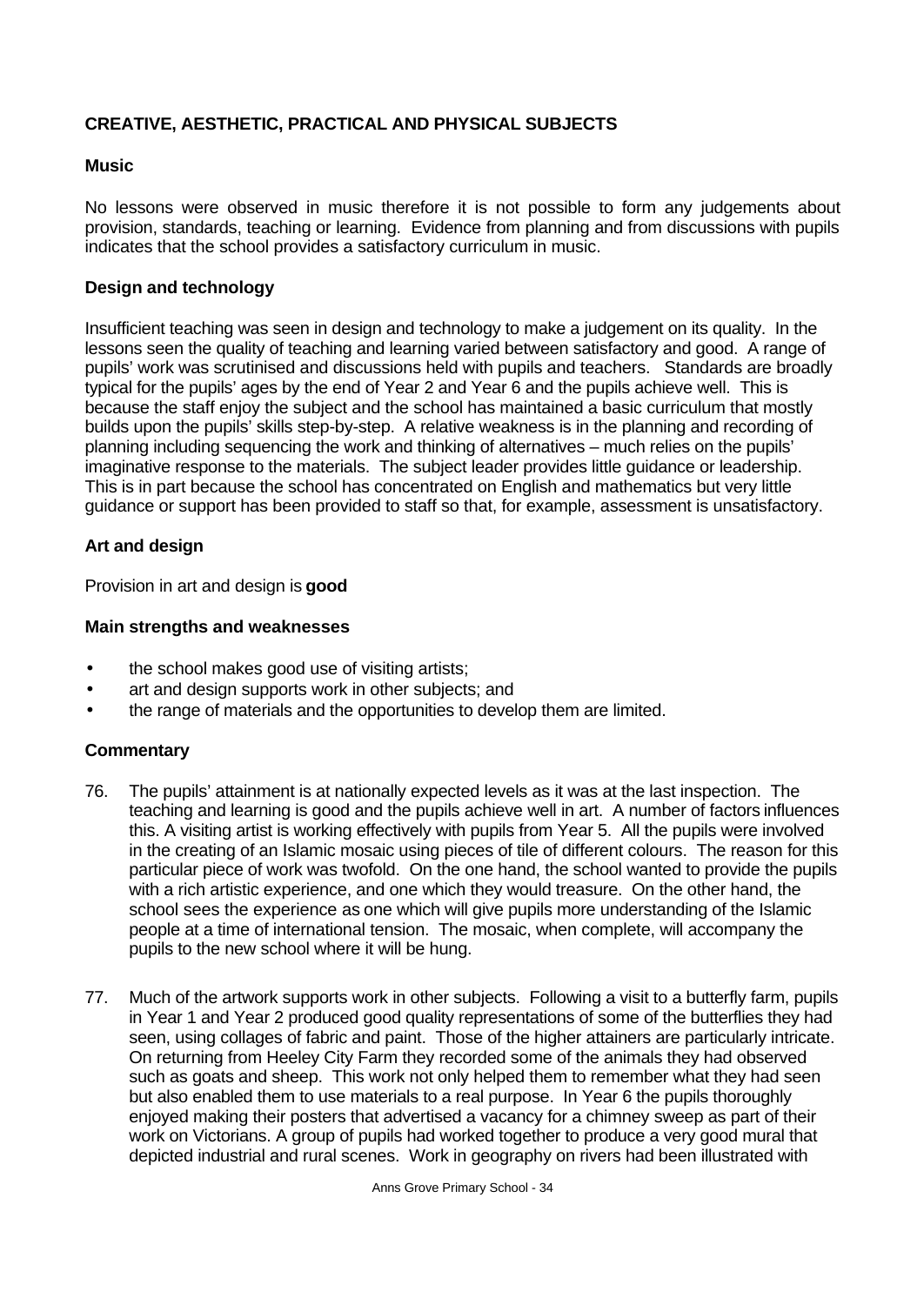## CREATIVE, AESTHETIC, PRACTICAL AND PHYSICAL SUBJECTS

### Music

No lessons were observed in music therefore it is not possible to form any judgements about provision, standards, teaching or learning. Evidence from planning and from discussions with pupils indicates that the school provides a satisfactory curriculum in music.

### Design and technology

Insufficient teaching was seen in design and technology to make a judgement on its quality. In the lessons seen the quality of teaching and learning varied between satisfactory and good. A range of pupils' work was scrutinised and discussions held with pupils and teachers. Standards are broadly typical for the pupils' ages by the end of Year 2 and Year 6 and the pupils achieve well. This is because the staff enjoy the subject and the school has maintained a basic curriculum that mostly builds upon the pupils' skills step-by-step. A relative weakness is in the planning and recording of planning including sequencing the work and thinking of alternatives – much relies on the pupils' imaginative response to the materials. The subject leader provides little guidance or leadership. This is in part because the school has concentrated on English and mathematics but very little guidance or support has been provided to staff so that, for example, assessment is unsatisfactory.

### Art and design

Provision in art and design is **good**

### Main strengths and weaknesses

- the school makes good use of visiting artists;
- art and design supports work in other subjects; and
- the range of materials and the opportunities to develop them are limited.

### Commentary

76. The pupils' attainment is at nationally expected levels as it was at the last inspection. The teaching and learning is good and the pupils achieve well in art. A number of factors influences this. A visiting artist is working effectively with pupils from Year 5. All the pupils were involved in the creating of an Islamic mosaic using pieces of tile of different colours. The reason for this particular piece of work was twofold. On the one hand, the school wanted to provide the pupils with a rich artistic experience, and one which they would treasure. On the other hand, the school sees the experience as one which will give pupils more understanding of the Islamic people at a time of international tension. The mosaic, when complete, will accompany the pupils to the new school where it will be hung.

77. Much of the artwork supports work in other subjects. Following a visit to a butterfly farm, pupils in Year 1 and Year 2 produced good quality representations of some of the butterflies they had seen, using collages of fabric and paint. Those of the higher attainers are particularly intricate. On returning from Heeley City Farm they recorded some of the animals they had observed such as goats and sheep. This work not only helped them to remember what they had seen but also enabled them to use materials to a real purpose. In Year 6 the pupils thoroughly enjoyed making their posters that advertised a vacancy for a chimney sweep as part of their work on Victorians. A group of pupils had worked together to produce a very good mural that depicted industrial and rural scenes. Work in geography on rivers had been illustrated with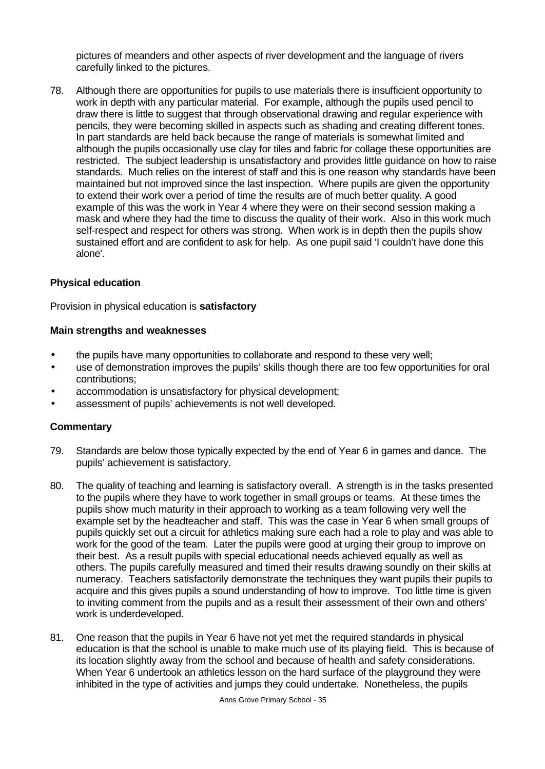pictures of meanders and other aspects of river development and the language of rivers carefully linked to the pictures.

78. Although there are opportunities for pupils to use materials there is insufficient opportunity to work in depth with any particular material. For example, although the pupils used pencil to draw there is little to suggest that through observational drawing and regular experience with pencils, they were becoming skilled in aspects such as shading and creating different tones. In part standards are held back because the range of materials is somewhat limited and although the pupils occasionally use clay for tiles and fabric for collage these opportunities are restricted. The subject leadership is unsatisfactory and provides little guidance on how to raise standards. Much relies on the interest of staff and this is one reason why standards have been maintained but not improved since the last inspection. Where pupils are given the opportunity to extend their work over a period of time the results are of much better quality. A good example of this was the work in Year 4 where they were on their second session making a mask and where they had the time to discuss the quality of their work. Also in this work much self-respect and respect for others was strong. When work is in depth then the pupils show sustained effort and are confident to ask for help. As one pupil said 'I couldn't have done this alone'.

**Physical education**

Provision in physical education is **satisfactory**

**Main strengths and weaknesses**

- the pupils have many opportunities to collaborate and respond to these very well;
- use of demonstration improves the pupils' skills though there are too few opportunities for oral contributions;
- accommodation is unsatisfactory for physical development;
- assessment of pupils' achievements is not well developed.

**Commentary**

79. Standards are below those typically expected by the end of Year 6 in games and dance. The pupils' achievement is satisfactory.

80. The quality of teaching and learning is satisfactory overall. A strength is in the tasks presented to the pupils where they have to work together in small groups or teams. At these times the pupils show much maturity in their approach to working as a team following very well the example set by the headteacher and staff. This was the case in Year 6 when small groups of pupils quickly set out a circuit for athletics making sure each had a role to play and was able to work for the good of the team. Later the pupils were good at urging their group to improve on their best. As a result pupils with special educational needs achieved equally as well as others. The pupils carefully measured and timed their results drawing soundly on their skills at numeracy. Teachers satisfactorily demonstrate the techniques they want pupils their pupils to acquire and this gives pupils a sound understanding of how to improve. Too little time is given to inviting comment from the pupils and as a result their assessment of their own and others' work is underdeveloped.

81. One reason that the pupils in Year 6 have not yet met the required standards in physical education is that the school is unable to make much use of its playing field. This is because of its location slightly away from the school and because of health and safety considerations. When Year 6 undertook an athletics lesson on the hard surface of the playground they were inhibited in the type of activities and jumps they could undertake. Nonetheless, the pupils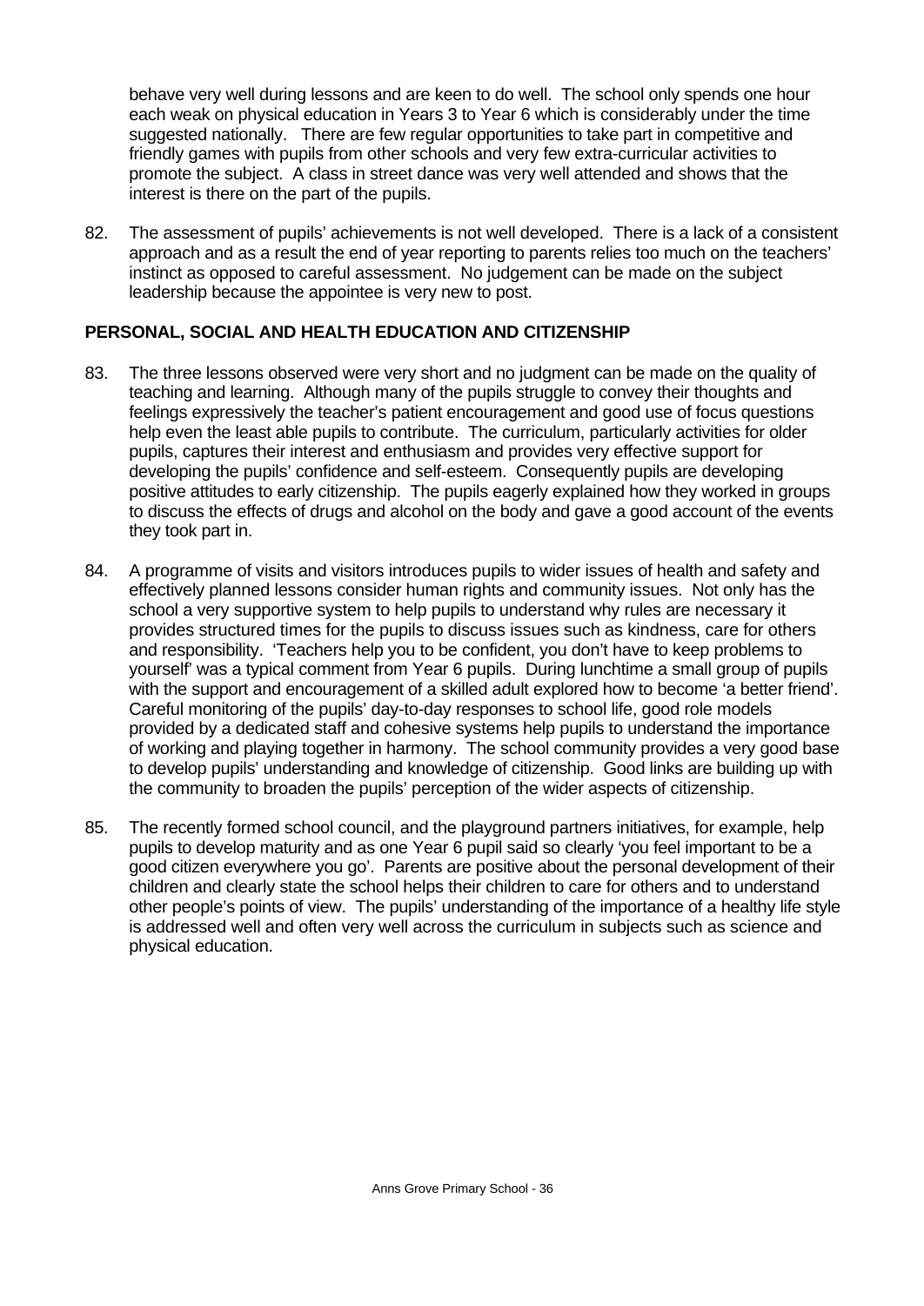behave very well during lessons and are keen to do well. The school only spends one hour each weak on physical education in Years 3 to Year 6 which is considerably under the time suggested nationally. There are few regular opportunities to take part in competitive and friendly games with pupils from other schools and very few extra-curricular activities to promote the subject. A class in street dance was very well attended and shows that the interest is there on the part of the pupils.

82. The assessment of pupils' achievements is not well developed. There is a lack of a consistent approach and as a result the end of year reporting to parents relies too much on the teachers' instinct as opposed to careful assessment. No judgement can be made on the subject leadership because the appointee is very new to post.

## PERSONAL, SOCIAL AND HEALTH EDUCATION AND CITIZENSHIP

83. The three lessons observed were very short and no judgment can be made on the quality of teaching and learning. Although many of the pupils struggle to convey their thoughts and feelings expressively the teacher's patient encouragement and good use of focus questions help even the least able pupils to contribute. The curriculum, particularly activities for older pupils, captures their interest and enthusiasm and provides very effective support for developing the pupils' confidence and self-esteem. Consequently pupils are developing positive attitudes to early citizenship. The pupils eagerly explained how they worked in groups to discuss the effects of drugs and alcohol on the body and gave a good account of the events they took part in.

84. A programme of visits and visitors introduces pupils to wider issues of health and safety and effectively planned lessons consider human rights and community issues. Not only has the school a very supportive system to help pupils to understand why rules are necessary it provides structured times for the pupils to discuss issues such as kindness, care for others and responsibility. 'Teachers help you to be confident, you don't have to keep problems to yourself' was a typical comment from Year 6 pupils. During lunchtime a small group of pupils with the support and encouragement of a skilled adult explored how to become 'a better friend'. Careful monitoring of the pupils' day-to-day responses to school life, good role models provided by a dedicated staff and cohesive systems help pupils to understand the importance of working and playing together in harmony. The school community provides a very good base to develop pupils' understanding and knowledge of citizenship. Good links are building up with the community to broaden the pupils' perception of the wider aspects of citizenship.

85. The recently formed school council, and the playground partners initiatives, for example, help pupils to develop maturity and as one Year 6 pupil said so clearly 'you feel important to be a good citizen everywhere you go'. Parents are positive about the personal development of their children and clearly state the school helps their children to care for others and to understand other people's points of view. The pupils' understanding of the importance of a healthy life style is addressed well and often very well across the curriculum in subjects such as science and physical education.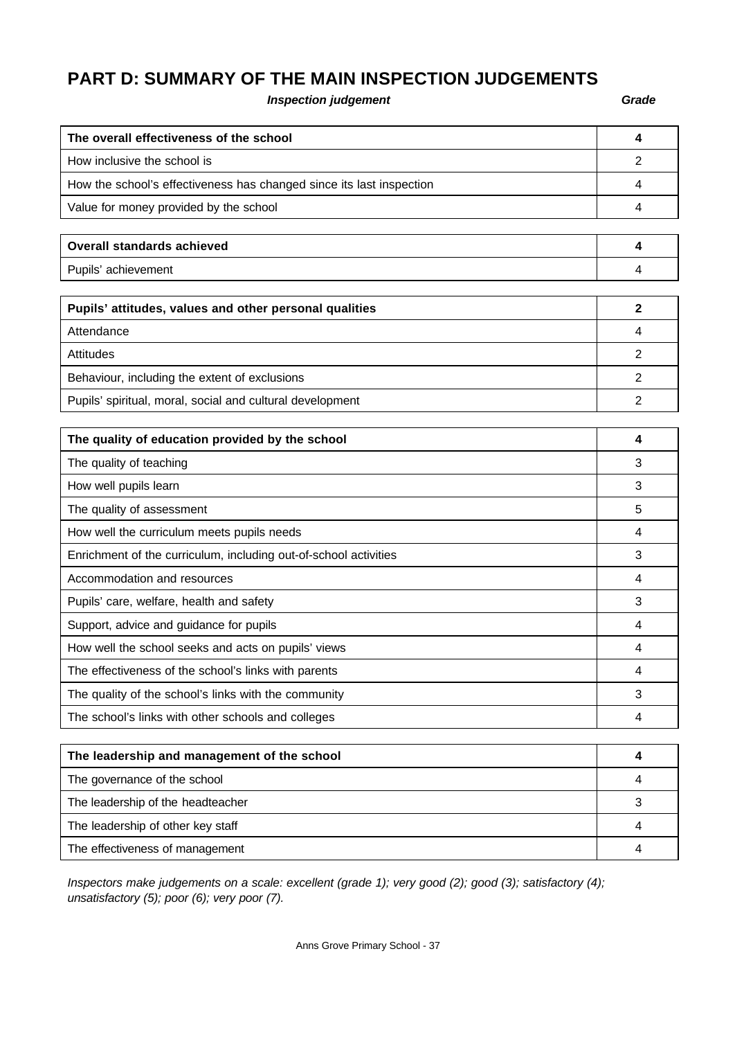# PART D: SUMMARY OF THE MAIN INSPECTION JUDGEMENTS

| *Inspection judgement* | *Grade* |
|---|---|
| **The overall effectiveness of the school** | **4** |
| How inclusive the school is | 2 |
| How the school's effectiveness has changed since its last inspection | 4 |
| Value for money provided by the school | 4 |
| **Overall standards achieved** | **4** |
| Pupils' achievement | 4 |
| **Pupils' attitudes, values and other personal qualities** | **2** |
| Attendance | 4 |
| Attitudes | 2 |
| Behaviour, including the extent of exclusions | 2 |
| Pupils' spiritual, moral, social and cultural development | 2 |
| **The quality of education provided by the school** | **4** |
| The quality of teaching | 3 |
| How well pupils learn | 3 |
| The quality of assessment | 5 |
| How well the curriculum meets pupils needs | 4 |
| Enrichment of the curriculum, including out-of-school activities | 3 |
| Accommodation and resources | 4 |
| Pupils' care, welfare, health and safety | 3 |
| Support, advice and guidance for pupils | 4 |
| How well the school seeks and acts on pupils' views | 4 |
| The effectiveness of the school's links with parents | 4 |
| The quality of the school's links with the community | 3 |
| The school's links with other schools and colleges | 4 |
| **The leadership and management of the school** | **4** |
| The governance of the school | 4 |
| The leadership of the headteacher | 3 |
| The leadership of other key staff | 4 |
| The effectiveness of management | 4 |

*Inspectors make judgements on a scale: excellent (grade 1); very good (2); good (3); satisfactory (4); unsatisfactory (5); poor (6); very poor (7).*